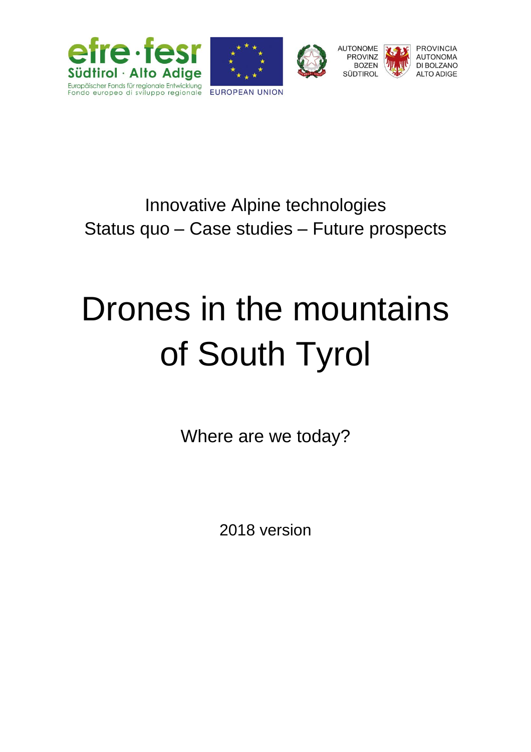efre · fesr
Südtirol · Alto Adige
Europäischer Fonds für regionale Entwicklung
Fondo europeo di sviluppo regionale

EUROPEAN UNION

AUTONOME PROVINZ BOZEN SÜDTIROL

PROVINCIA AUTONOMA DI BOLZANO ALTO ADIGE

Innovative Alpine technologies
Status quo – Case studies – Future prospects

# Drones in the mountains of South Tyrol

Where are we today?

2018 version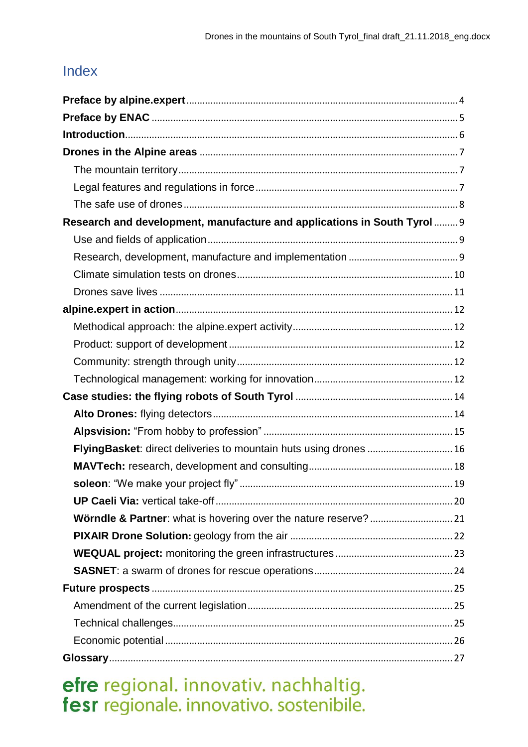# Index

**Preface by alpine.expert** ... 4

**Preface by ENAC** ... 5

**Introduction** ... 6

**Drones in the Alpine areas** ... 7

- The mountain territory ... 7
- Legal features and regulations in force ... 7
- The safe use of drones ... 8

**Research and development, manufacture and applications in South Tyrol** ... 9

- Use and fields of application ... 9
- Research, development, manufacture and implementation ... 9
- Climate simulation tests on drones ... 10
- Drones save lives ... 11

**alpine.expert in action** ... 12

- Methodical approach: the alpine.expert activity ... 12
- Product: support of development ... 12
- Community: strength through unity ... 12
- Technological management: working for innovation ... 12

**Case studies: the flying robots of South Tyrol** ... 14

- **Alto Drones:** flying detectors ... 14
- **Alpsvision:** "From hobby to profession" ... 15
- **FlyingBasket**: direct deliveries to mountain huts using drones ... 16
- **MAVTech:** research, development and consulting ... 18
- **soleon**: "We make your project fly" ... 19
- **UP Caeli Via:** vertical take-off ... 20
- **Wörndle & Partner**: what is hovering over the nature reserve? ... 21
- **PIXAIR Drone Solution:** geology from the air ... 22
- **WEQUAL project:** monitoring the green infrastructures ... 23
- **SASNET**: a swarm of drones for rescue operations ... 24

**Future prospects** ... 25

- Amendment of the current legislation ... 25
- Technical challenges ... 25
- Economic potential ... 26

**Glossary** ... 27

**efre** regional. innovativ. nachhaltig.
**fesr** regionale. innovativo. sostenibile.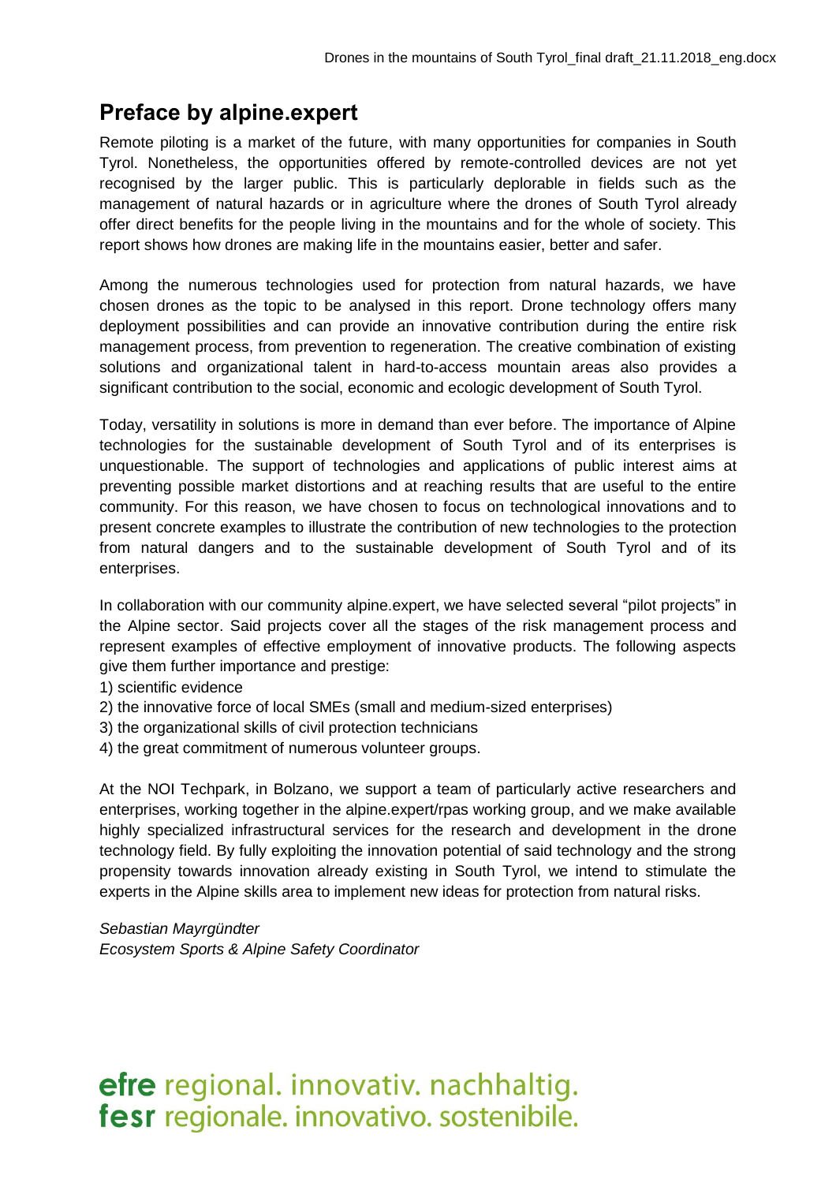## Preface by alpine.expert

Remote piloting is a market of the future, with many opportunities for companies in South Tyrol. Nonetheless, the opportunities offered by remote-controlled devices are not yet recognised by the larger public. This is particularly deplorable in fields such as the management of natural hazards or in agriculture where the drones of South Tyrol already offer direct benefits for the people living in the mountains and for the whole of society. This report shows how drones are making life in the mountains easier, better and safer.

Among the numerous technologies used for protection from natural hazards, we have chosen drones as the topic to be analysed in this report. Drone technology offers many deployment possibilities and can provide an innovative contribution during the entire risk management process, from prevention to regeneration. The creative combination of existing solutions and organizational talent in hard-to-access mountain areas also provides a significant contribution to the social, economic and ecologic development of South Tyrol.

Today, versatility in solutions is more in demand than ever before. The importance of Alpine technologies for the sustainable development of South Tyrol and of its enterprises is unquestionable. The support of technologies and applications of public interest aims at preventing possible market distortions and at reaching results that are useful to the entire community. For this reason, we have chosen to focus on technological innovations and to present concrete examples to illustrate the contribution of new technologies to the protection from natural dangers and to the sustainable development of South Tyrol and of its enterprises.

In collaboration with our community alpine.expert, we have selected several "pilot projects" in the Alpine sector. Said projects cover all the stages of the risk management process and represent examples of effective employment of innovative products. The following aspects give them further importance and prestige:

1) scientific evidence
2) the innovative force of local SMEs (small and medium-sized enterprises)
3) the organizational skills of civil protection technicians
4) the great commitment of numerous volunteer groups.

At the NOI Techpark, in Bolzano, we support a team of particularly active researchers and enterprises, working together in the alpine.expert/rpas working group, and we make available highly specialized infrastructural services for the research and development in the drone technology field. By fully exploiting the innovation potential of said technology and the strong propensity towards innovation already existing in South Tyrol, we intend to stimulate the experts in the Alpine skills area to implement new ideas for protection from natural risks.

*Sebastian Mayrgündter*
*Ecosystem Sports & Alpine Safety Coordinator*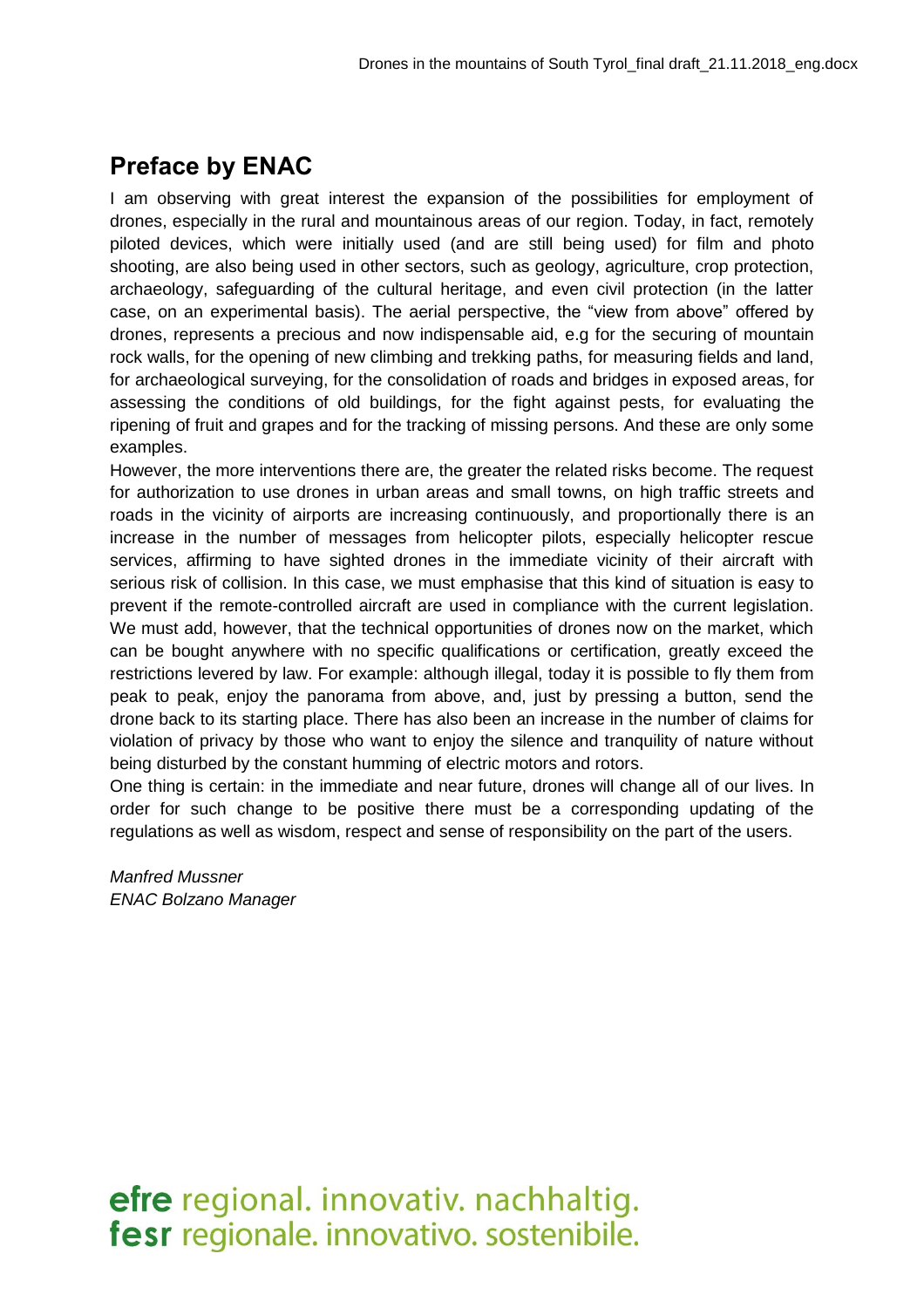## Preface by ENAC

I am observing with great interest the expansion of the possibilities for employment of drones, especially in the rural and mountainous areas of our region. Today, in fact, remotely piloted devices, which were initially used (and are still being used) for film and photo shooting, are also being used in other sectors, such as geology, agriculture, crop protection, archaeology, safeguarding of the cultural heritage, and even civil protection (in the latter case, on an experimental basis). The aerial perspective, the "view from above" offered by drones, represents a precious and now indispensable aid, e.g for the securing of mountain rock walls, for the opening of new climbing and trekking paths, for measuring fields and land, for archaeological surveying, for the consolidation of roads and bridges in exposed areas, for assessing the conditions of old buildings, for the fight against pests, for evaluating the ripening of fruit and grapes and for the tracking of missing persons. And these are only some examples.

However, the more interventions there are, the greater the related risks become. The request for authorization to use drones in urban areas and small towns, on high traffic streets and roads in the vicinity of airports are increasing continuously, and proportionally there is an increase in the number of messages from helicopter pilots, especially helicopter rescue services, affirming to have sighted drones in the immediate vicinity of their aircraft with serious risk of collision. In this case, we must emphasise that this kind of situation is easy to prevent if the remote-controlled aircraft are used in compliance with the current legislation. We must add, however, that the technical opportunities of drones now on the market, which can be bought anywhere with no specific qualifications or certification, greatly exceed the restrictions levered by law. For example: although illegal, today it is possible to fly them from peak to peak, enjoy the panorama from above, and, just by pressing a button, send the drone back to its starting place. There has also been an increase in the number of claims for violation of privacy by those who want to enjoy the silence and tranquility of nature without being disturbed by the constant humming of electric motors and rotors.

One thing is certain: in the immediate and near future, drones will change all of our lives. In order for such change to be positive there must be a corresponding updating of the regulations as well as wisdom, respect and sense of responsibility on the part of the users.

*Manfred Mussner*
*ENAC Bolzano Manager*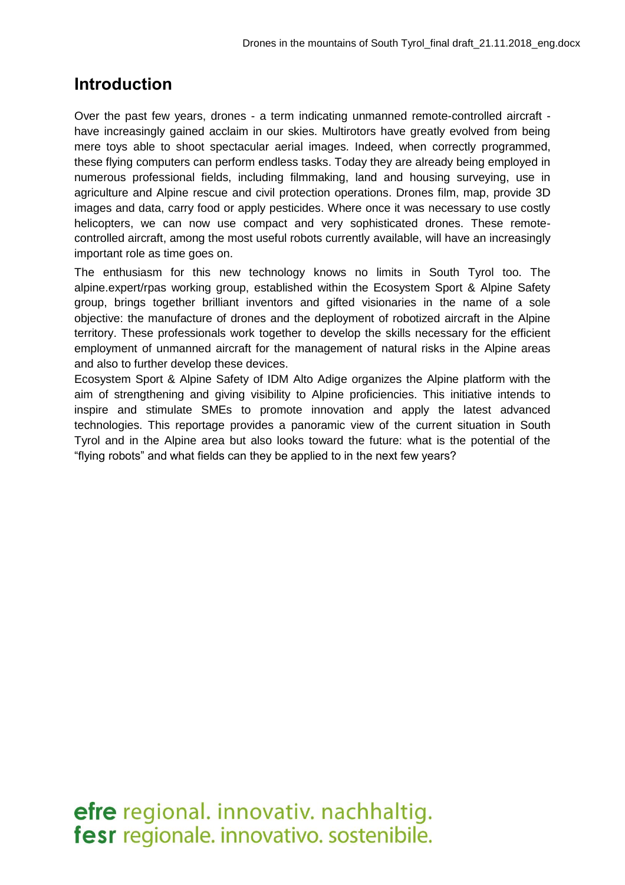## Introduction

Over the past few years, drones - a term indicating unmanned remote-controlled aircraft - have increasingly gained acclaim in our skies. Multirotors have greatly evolved from being mere toys able to shoot spectacular aerial images. Indeed, when correctly programmed, these flying computers can perform endless tasks. Today they are already being employed in numerous professional fields, including filmmaking, land and housing surveying, use in agriculture and Alpine rescue and civil protection operations. Drones film, map, provide 3D images and data, carry food or apply pesticides. Where once it was necessary to use costly helicopters, we can now use compact and very sophisticated drones. These remote-controlled aircraft, among the most useful robots currently available, will have an increasingly important role as time goes on.

The enthusiasm for this new technology knows no limits in South Tyrol too. The alpine.expert/rpas working group, established within the Ecosystem Sport & Alpine Safety group, brings together brilliant inventors and gifted visionaries in the name of a sole objective: the manufacture of drones and the deployment of robotized aircraft in the Alpine territory. These professionals work together to develop the skills necessary for the efficient employment of unmanned aircraft for the management of natural risks in the Alpine areas and also to further develop these devices.

Ecosystem Sport & Alpine Safety of IDM Alto Adige organizes the Alpine platform with the aim of strengthening and giving visibility to Alpine proficiencies. This initiative intends to inspire and stimulate SMEs to promote innovation and apply the latest advanced technologies. This reportage provides a panoramic view of the current situation in South Tyrol and in the Alpine area but also looks toward the future: what is the potential of the "flying robots" and what fields can they be applied to in the next few years?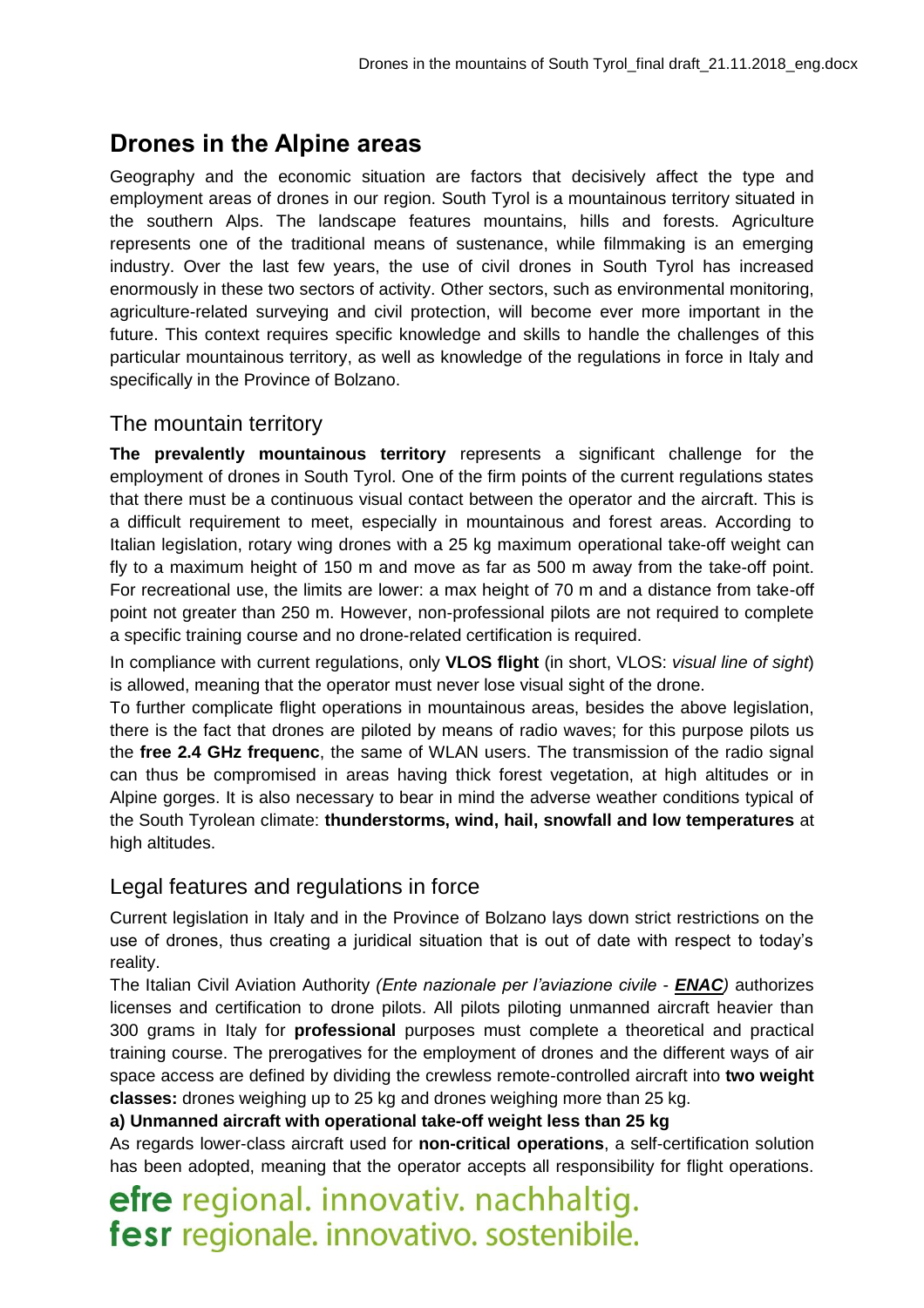# Drones in the Alpine areas

Geography and the economic situation are factors that decisively affect the type and employment areas of drones in our region. South Tyrol is a mountainous territory situated in the southern Alps. The landscape features mountains, hills and forests. Agriculture represents one of the traditional means of sustenance, while filmmaking is an emerging industry. Over the last few years, the use of civil drones in South Tyrol has increased enormously in these two sectors of activity. Other sectors, such as environmental monitoring, agriculture-related surveying and civil protection, will become ever more important in the future. This context requires specific knowledge and skills to handle the challenges of this particular mountainous territory, as well as knowledge of the regulations in force in Italy and specifically in the Province of Bolzano.

## The mountain territory

**The prevalently mountainous territory** represents a significant challenge for the employment of drones in South Tyrol. One of the firm points of the current regulations states that there must be a continuous visual contact between the operator and the aircraft. This is a difficult requirement to meet, especially in mountainous and forest areas. According to Italian legislation, rotary wing drones with a 25 kg maximum operational take-off weight can fly to a maximum height of 150 m and move as far as 500 m away from the take-off point. For recreational use, the limits are lower: a max height of 70 m and a distance from take-off point not greater than 250 m. However, non-professional pilots are not required to complete a specific training course and no drone-related certification is required.

In compliance with current regulations, only **VLOS flight** (in short, VLOS: *visual line of sight*) is allowed, meaning that the operator must never lose visual sight of the drone.

To further complicate flight operations in mountainous areas, besides the above legislation, there is the fact that drones are piloted by means of radio waves; for this purpose pilots us the **free 2.4 GHz frequenc**, the same of WLAN users. The transmission of the radio signal can thus be compromised in areas having thick forest vegetation, at high altitudes or in Alpine gorges. It is also necessary to bear in mind the adverse weather conditions typical of the South Tyrolean climate: **thunderstorms, wind, hail, snowfall and low temperatures** at high altitudes.

## Legal features and regulations in force

Current legislation in Italy and in the Province of Bolzano lays down strict restrictions on the use of drones, thus creating a juridical situation that is out of date with respect to today's reality.

The Italian Civil Aviation Authority *(Ente nazionale per l'aviazione civile - **ENAC**)* authorizes licenses and certification to drone pilots. All pilots piloting unmanned aircraft heavier than 300 grams in Italy for **professional** purposes must complete a theoretical and practical training course. The prerogatives for the employment of drones and the different ways of air space access are defined by dividing the crewless remote-controlled aircraft into **two weight classes:** drones weighing up to 25 kg and drones weighing more than 25 kg.

**a) Unmanned aircraft with operational take-off weight less than 25 kg**

As regards lower-class aircraft used for **non-critical operations**, a self-certification solution has been adopted, meaning that the operator accepts all responsibility for flight operations.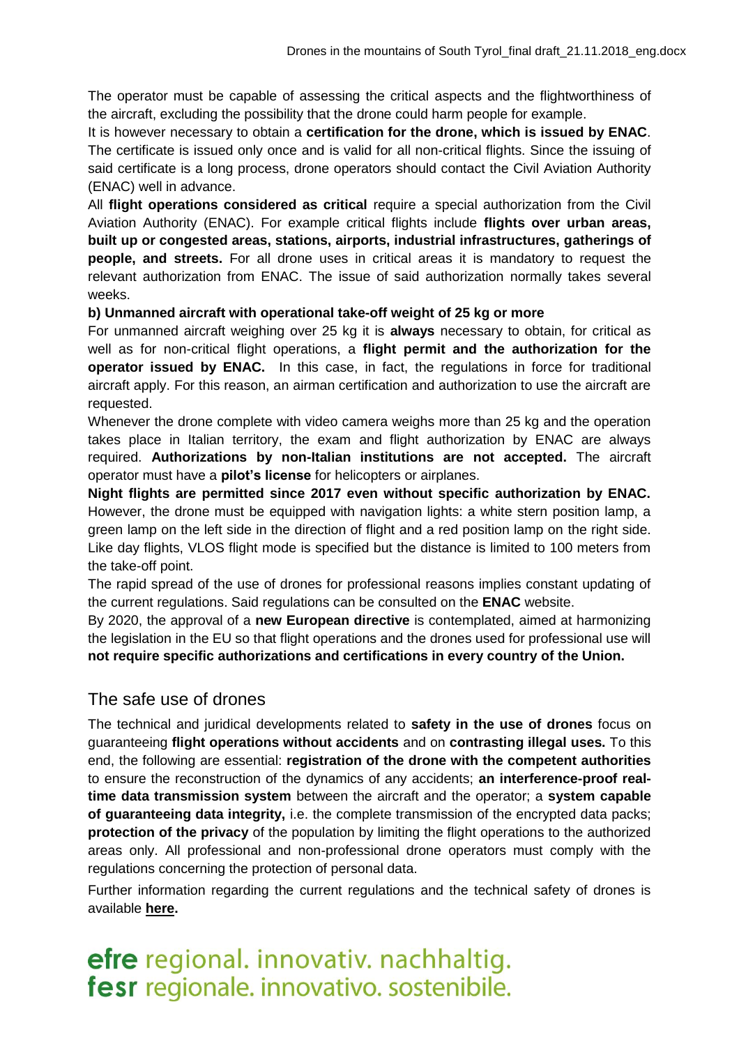The operator must be capable of assessing the critical aspects and the flightworthiness of the aircraft, excluding the possibility that the drone could harm people for example.

It is however necessary to obtain a **certification for the drone, which is issued by ENAC**. The certificate is issued only once and is valid for all non-critical flights. Since the issuing of said certificate is a long process, drone operators should contact the Civil Aviation Authority (ENAC) well in advance.

All **flight operations considered as critical** require a special authorization from the Civil Aviation Authority (ENAC). For example critical flights include **flights over urban areas, built up or congested areas, stations, airports, industrial infrastructures, gatherings of people, and streets.** For all drone uses in critical areas it is mandatory to request the relevant authorization from ENAC. The issue of said authorization normally takes several weeks.

**b) Unmanned aircraft with operational take-off weight of 25 kg or more**

For unmanned aircraft weighing over 25 kg it is **always** necessary to obtain, for critical as well as for non-critical flight operations, a **flight permit and the authorization for the operator issued by ENAC.** In this case, in fact, the regulations in force for traditional aircraft apply. For this reason, an airman certification and authorization to use the aircraft are requested.

Whenever the drone complete with video camera weighs more than 25 kg and the operation takes place in Italian territory, the exam and flight authorization by ENAC are always required. **Authorizations by non-Italian institutions are not accepted.** The aircraft operator must have a **pilot's license** for helicopters or airplanes.

**Night flights are permitted since 2017 even without specific authorization by ENAC.** However, the drone must be equipped with navigation lights: a white stern position lamp, a green lamp on the left side in the direction of flight and a red position lamp on the right side. Like day flights, VLOS flight mode is specified but the distance is limited to 100 meters from the take-off point.

The rapid spread of the use of drones for professional reasons implies constant updating of the current regulations. Said regulations can be consulted on the **ENAC** website.

By 2020, the approval of a **new European directive** is contemplated, aimed at harmonizing the legislation in the EU so that flight operations and the drones used for professional use will **not require specific authorizations and certifications in every country of the Union.**

## The safe use of drones

The technical and juridical developments related to **safety in the use of drones** focus on guaranteeing **flight operations without accidents** and on **contrasting illegal uses.** To this end, the following are essential: **registration of the drone with the competent authorities** to ensure the reconstruction of the dynamics of any accidents; **an interference-proof real-time data transmission system** between the aircraft and the operator; a **system capable of guaranteeing data integrity,** i.e. the complete transmission of the encrypted data packs; **protection of the privacy** of the population by limiting the flight operations to the authorized areas only. All professional and non-professional drone operators must comply with the regulations concerning the protection of personal data.

Further information regarding the current regulations and the technical safety of drones is available **here.**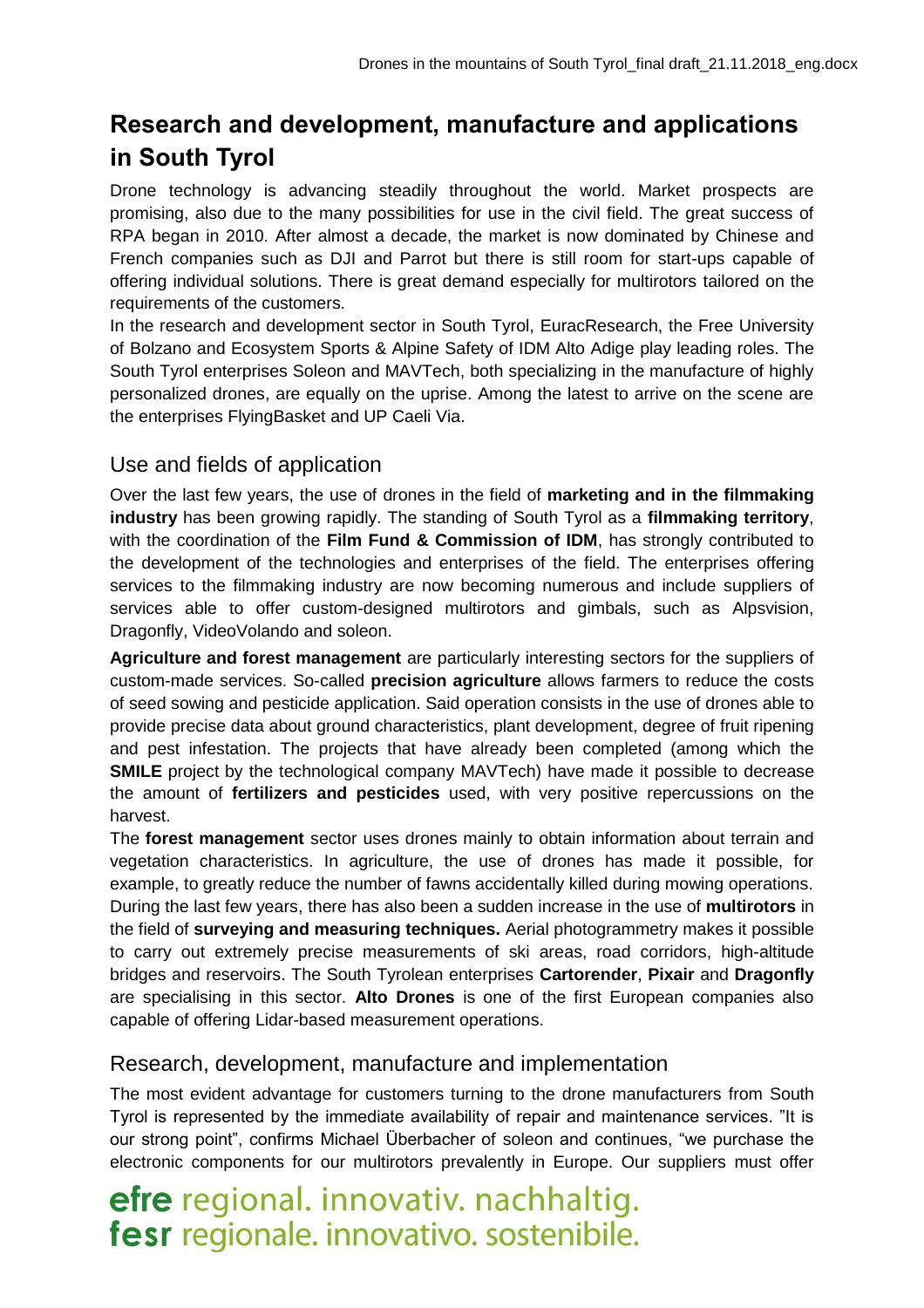# Research and development, manufacture and applications in South Tyrol

Drone technology is advancing steadily throughout the world. Market prospects are promising, also due to the many possibilities for use in the civil field. The great success of RPA began in 2010. After almost a decade, the market is now dominated by Chinese and French companies such as DJI and Parrot but there is still room for start-ups capable of offering individual solutions. There is great demand especially for multirotors tailored on the requirements of the customers.

In the research and development sector in South Tyrol, EuracResearch, the Free University of Bolzano and Ecosystem Sports & Alpine Safety of IDM Alto Adige play leading roles. The South Tyrol enterprises Soleon and MAVTech, both specializing in the manufacture of highly personalized drones, are equally on the uprise. Among the latest to arrive on the scene are the enterprises FlyingBasket and UP Caeli Via.

## Use and fields of application

Over the last few years, the use of drones in the field of **marketing and in the filmmaking industry** has been growing rapidly. The standing of South Tyrol as a **filmmaking territory**, with the coordination of the **Film Fund & Commission of IDM**, has strongly contributed to the development of the technologies and enterprises of the field. The enterprises offering services to the filmmaking industry are now becoming numerous and include suppliers of services able to offer custom-designed multirotors and gimbals, such as Alpsvision, Dragonfly, VideoVolando and soleon.

**Agriculture and forest management** are particularly interesting sectors for the suppliers of custom-made services. So-called **precision agriculture** allows farmers to reduce the costs of seed sowing and pesticide application. Said operation consists in the use of drones able to provide precise data about ground characteristics, plant development, degree of fruit ripening and pest infestation. The projects that have already been completed (among which the **SMILE** project by the technological company MAVTech) have made it possible to decrease the amount of **fertilizers and pesticides** used, with very positive repercussions on the harvest.

The **forest management** sector uses drones mainly to obtain information about terrain and vegetation characteristics. In agriculture, the use of drones has made it possible, for example, to greatly reduce the number of fawns accidentally killed during mowing operations. During the last few years, there has also been a sudden increase in the use of **multirotors** in the field of **surveying and measuring techniques.** Aerial photogrammetry makes it possible to carry out extremely precise measurements of ski areas, road corridors, high-altitude bridges and reservoirs. The South Tyrolean enterprises **Cartorender**, **Pixair** and **Dragonfly** are specialising in this sector. **Alto Drones** is one of the first European companies also capable of offering Lidar-based measurement operations.

## Research, development, manufacture and implementation

The most evident advantage for customers turning to the drone manufacturers from South Tyrol is represented by the immediate availability of repair and maintenance services. "It is our strong point", confirms Michael Überbacher of soleon and continues, "we purchase the electronic components for our multirotors prevalently in Europe. Our suppliers must offer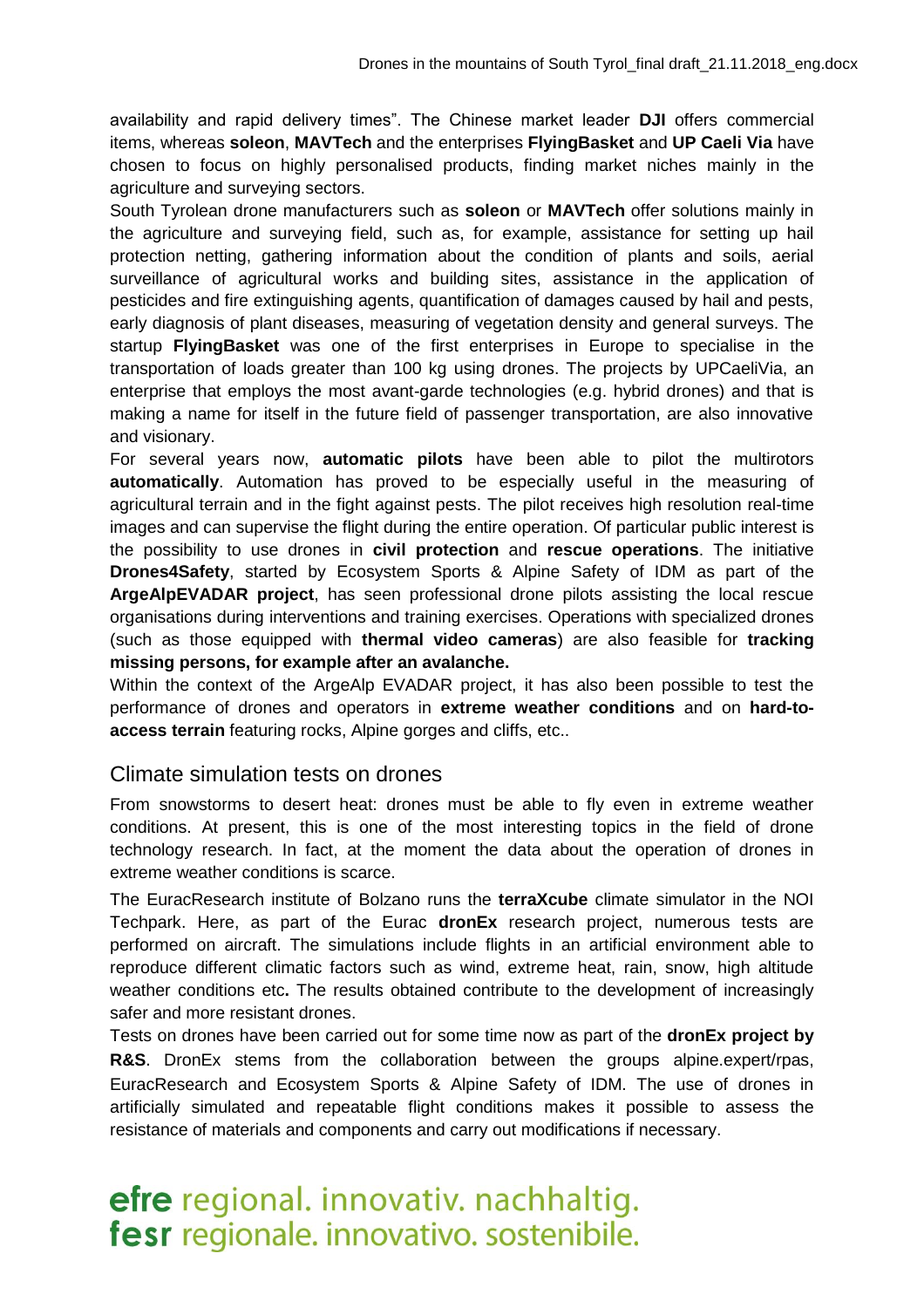availability and rapid delivery times". The Chinese market leader **DJI** offers commercial items, whereas **soleon**, **MAVTech** and the enterprises **FlyingBasket** and **UP Caeli Via** have chosen to focus on highly personalised products, finding market niches mainly in the agriculture and surveying sectors.

South Tyrolean drone manufacturers such as **soleon** or **MAVTech** offer solutions mainly in the agriculture and surveying field, such as, for example, assistance for setting up hail protection netting, gathering information about the condition of plants and soils, aerial surveillance of agricultural works and building sites, assistance in the application of pesticides and fire extinguishing agents, quantification of damages caused by hail and pests, early diagnosis of plant diseases, measuring of vegetation density and general surveys. The startup **FlyingBasket** was one of the first enterprises in Europe to specialise in the transportation of loads greater than 100 kg using drones. The projects by UPCaeliVia, an enterprise that employs the most avant-garde technologies (e.g. hybrid drones) and that is making a name for itself in the future field of passenger transportation, are also innovative and visionary.

For several years now, **automatic pilots** have been able to pilot the multirotors **automatically**. Automation has proved to be especially useful in the measuring of agricultural terrain and in the fight against pests. The pilot receives high resolution real-time images and can supervise the flight during the entire operation. Of particular public interest is the possibility to use drones in **civil protection** and **rescue operations**. The initiative **Drones4Safety**, started by Ecosystem Sports & Alpine Safety of IDM as part of the **ArgeAlpEVADAR project**, has seen professional drone pilots assisting the local rescue organisations during interventions and training exercises. Operations with specialized drones (such as those equipped with **thermal video cameras**) are also feasible for **tracking missing persons, for example after an avalanche.**

Within the context of the ArgeAlp EVADAR project, it has also been possible to test the performance of drones and operators in **extreme weather conditions** and on **hard-to-access terrain** featuring rocks, Alpine gorges and cliffs, etc..

## Climate simulation tests on drones

From snowstorms to desert heat: drones must be able to fly even in extreme weather conditions. At present, this is one of the most interesting topics in the field of drone technology research. In fact, at the moment the data about the operation of drones in extreme weather conditions is scarce.

The EuracResearch institute of Bolzano runs the **terraXcube** climate simulator in the NOI Techpark. Here, as part of the Eurac **dronEx** research project, numerous tests are performed on aircraft. The simulations include flights in an artificial environment able to reproduce different climatic factors such as wind, extreme heat, rain, snow, high altitude weather conditions etc**.** The results obtained contribute to the development of increasingly safer and more resistant drones.

Tests on drones have been carried out for some time now as part of the **dronEx project by R&S**. DronEx stems from the collaboration between the groups alpine.expert/rpas, EuracResearch and Ecosystem Sports & Alpine Safety of IDM. The use of drones in artificially simulated and repeatable flight conditions makes it possible to assess the resistance of materials and components and carry out modifications if necessary.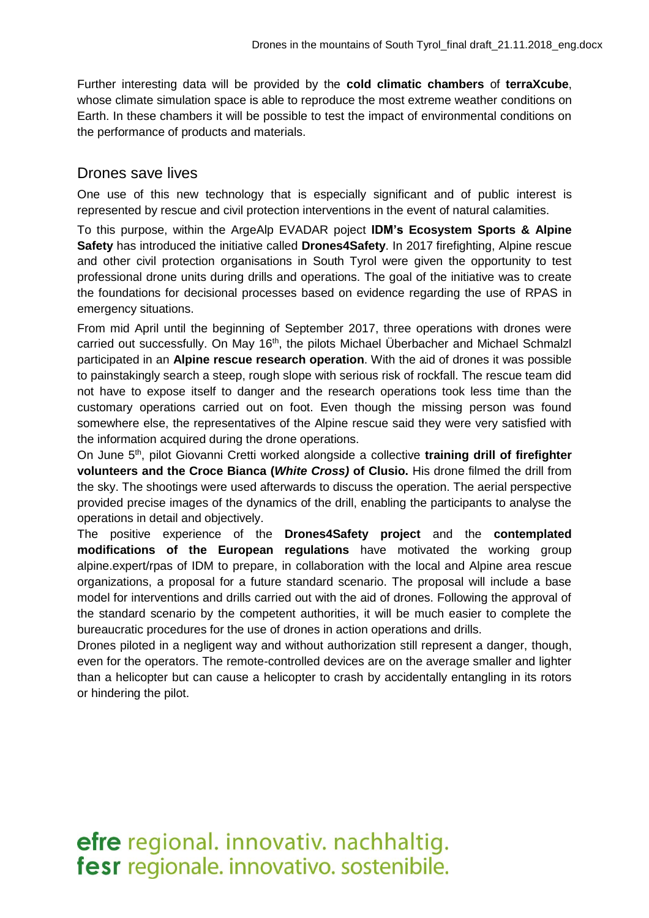Further interesting data will be provided by the **cold climatic chambers** of **terraXcube**, whose climate simulation space is able to reproduce the most extreme weather conditions on Earth. In these chambers it will be possible to test the impact of environmental conditions on the performance of products and materials.

## Drones save lives

One use of this new technology that is especially significant and of public interest is represented by rescue and civil protection interventions in the event of natural calamities.

To this purpose, within the ArgeAlp EVADAR poject **IDM's Ecosystem Sports & Alpine Safety** has introduced the initiative called **Drones4Safety**. In 2017 firefighting, Alpine rescue and other civil protection organisations in South Tyrol were given the opportunity to test professional drone units during drills and operations. The goal of the initiative was to create the foundations for decisional processes based on evidence regarding the use of RPAS in emergency situations.

From mid April until the beginning of September 2017, three operations with drones were carried out successfully. On May 16th, the pilots Michael Überbacher and Michael Schmalzl participated in an **Alpine rescue research operation**. With the aid of drones it was possible to painstakingly search a steep, rough slope with serious risk of rockfall. The rescue team did not have to expose itself to danger and the research operations took less time than the customary operations carried out on foot. Even though the missing person was found somewhere else, the representatives of the Alpine rescue said they were very satisfied with the information acquired during the drone operations.

On June 5th, pilot Giovanni Cretti worked alongside a collective **training drill of firefighter volunteers and the Croce Bianca (*White Cross*) of Clusio.** His drone filmed the drill from the sky. The shootings were used afterwards to discuss the operation. The aerial perspective provided precise images of the dynamics of the drill, enabling the participants to analyse the operations in detail and objectively.

The positive experience of the **Drones4Safety project** and the **contemplated modifications of the European regulations** have motivated the working group alpine.expert/rpas of IDM to prepare, in collaboration with the local and Alpine area rescue organizations, a proposal for a future standard scenario. The proposal will include a base model for interventions and drills carried out with the aid of drones. Following the approval of the standard scenario by the competent authorities, it will be much easier to complete the bureaucratic procedures for the use of drones in action operations and drills.

Drones piloted in a negligent way and without authorization still represent a danger, though, even for the operators. The remote-controlled devices are on the average smaller and lighter than a helicopter but can cause a helicopter to crash by accidentally entangling in its rotors or hindering the pilot.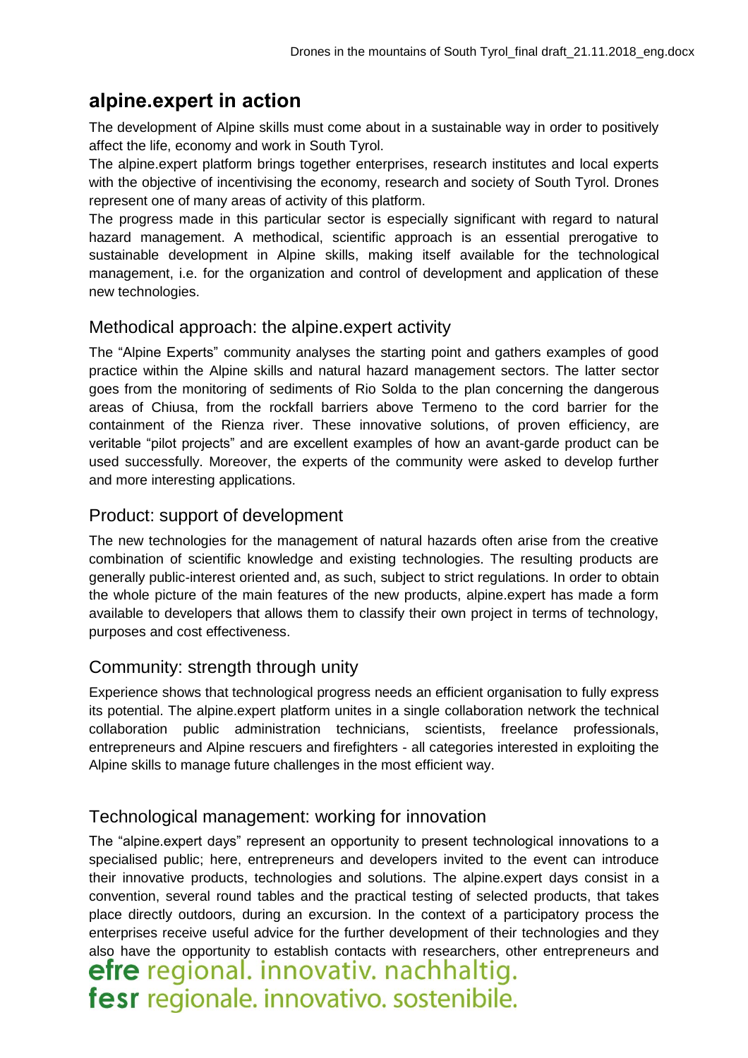## alpine.expert in action

The development of Alpine skills must come about in a sustainable way in order to positively affect the life, economy and work in South Tyrol.

The alpine.expert platform brings together enterprises, research institutes and local experts with the objective of incentivising the economy, research and society of South Tyrol. Drones represent one of many areas of activity of this platform.

The progress made in this particular sector is especially significant with regard to natural hazard management. A methodical, scientific approach is an essential prerogative to sustainable development in Alpine skills, making itself available for the technological management, i.e. for the organization and control of development and application of these new technologies.

### Methodical approach: the alpine.expert activity

The "Alpine Experts" community analyses the starting point and gathers examples of good practice within the Alpine skills and natural hazard management sectors. The latter sector goes from the monitoring of sediments of Rio Solda to the plan concerning the dangerous areas of Chiusa, from the rockfall barriers above Termeno to the cord barrier for the containment of the Rienza river. These innovative solutions, of proven efficiency, are veritable "pilot projects" and are excellent examples of how an avant-garde product can be used successfully. Moreover, the experts of the community were asked to develop further and more interesting applications.

### Product: support of development

The new technologies for the management of natural hazards often arise from the creative combination of scientific knowledge and existing technologies. The resulting products are generally public-interest oriented and, as such, subject to strict regulations. In order to obtain the whole picture of the main features of the new products, alpine.expert has made a form available to developers that allows them to classify their own project in terms of technology, purposes and cost effectiveness.

### Community: strength through unity

Experience shows that technological progress needs an efficient organisation to fully express its potential. The alpine.expert platform unites in a single collaboration network the technical collaboration public administration technicians, scientists, freelance professionals, entrepreneurs and Alpine rescuers and firefighters - all categories interested in exploiting the Alpine skills to manage future challenges in the most efficient way.

### Technological management: working for innovation

The "alpine.expert days" represent an opportunity to present technological innovations to a specialised public; here, entrepreneurs and developers invited to the event can introduce their innovative products, technologies and solutions. The alpine.expert days consist in a convention, several round tables and the practical testing of selected products, that takes place directly outdoors, during an excursion. In the context of a participatory process the enterprises receive useful advice for the further development of their technologies and they also have the opportunity to establish contacts with researchers, other entrepreneurs and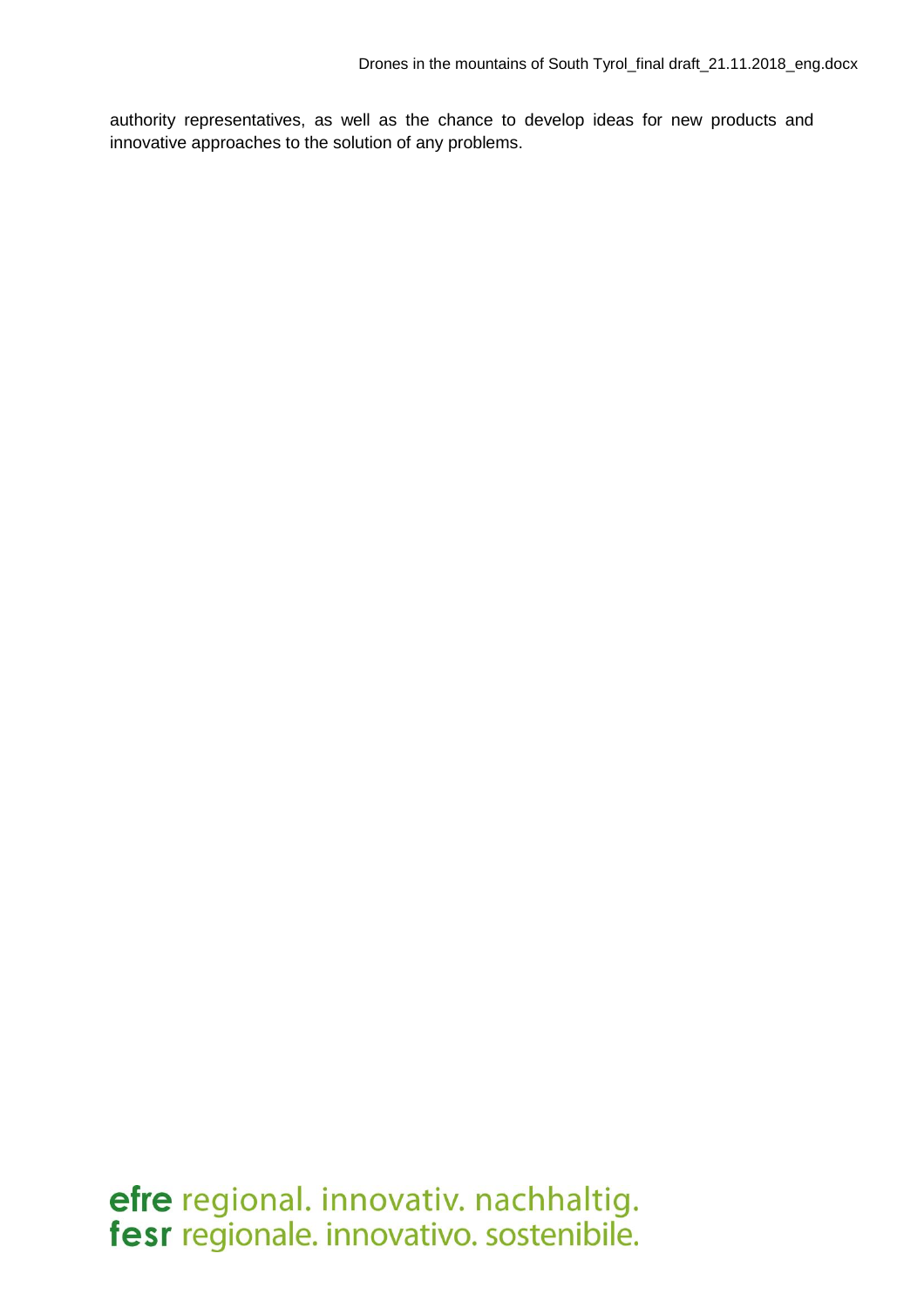authority representatives, as well as the chance to develop ideas for new products and innovative approaches to the solution of any problems.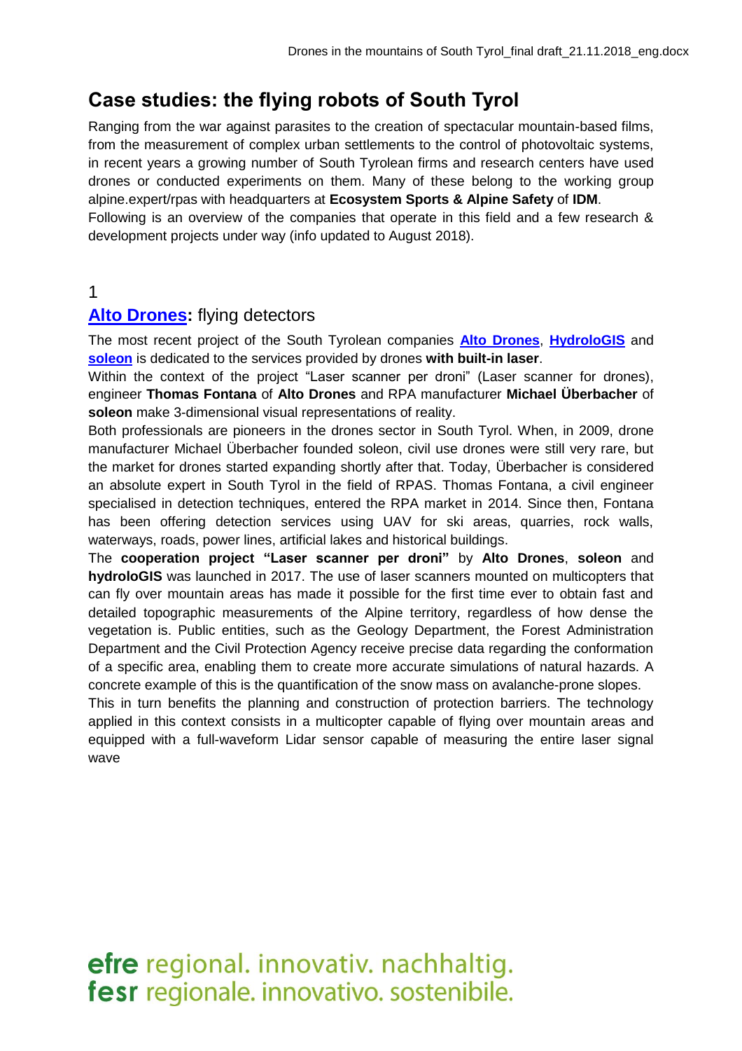## Case studies: the flying robots of South Tyrol

Ranging from the war against parasites to the creation of spectacular mountain-based films, from the measurement of complex urban settlements to the control of photovoltaic systems, in recent years a growing number of South Tyrolean firms and research centers have used drones or conducted experiments on them. Many of these belong to the working group alpine.expert/rpas with headquarters at **Ecosystem Sports & Alpine Safety** of **IDM**.
Following is an overview of the companies that operate in this field and a few research & development projects under way (info updated to August 2018).

1

### **Alto Drones:** flying detectors

The most recent project of the South Tyrolean companies **Alto Drones**, **HydroloGIS** and **soleon** is dedicated to the services provided by drones **with built-in laser**.
Within the context of the project “Laser scanner per droni” (Laser scanner for drones), engineer **Thomas Fontana** of **Alto Drones** and RPA manufacturer **Michael Überbacher** of **soleon** make 3-dimensional visual representations of reality.
Both professionals are pioneers in the drones sector in South Tyrol. When, in 2009, drone manufacturer Michael Überbacher founded soleon, civil use drones were still very rare, but the market for drones started expanding shortly after that. Today, Überbacher is considered an absolute expert in South Tyrol in the field of RPAS. Thomas Fontana, a civil engineer specialised in detection techniques, entered the RPA market in 2014. Since then, Fontana has been offering detection services using UAV for ski areas, quarries, rock walls, waterways, roads, power lines, artificial lakes and historical buildings.
The **cooperation project “Laser scanner per droni”** by **Alto Drones**, **soleon** and **hydroloGIS** was launched in 2017. The use of laser scanners mounted on multicopters that can fly over mountain areas has made it possible for the first time ever to obtain fast and detailed topographic measurements of the Alpine territory, regardless of how dense the vegetation is. Public entities, such as the Geology Department, the Forest Administration Department and the Civil Protection Agency receive precise data regarding the conformation of a specific area, enabling them to create more accurate simulations of natural hazards. A concrete example of this is the quantification of the snow mass on avalanche-prone slopes.
This in turn benefits the planning and construction of protection barriers. The technology applied in this context consists in a multicopter capable of flying over mountain areas and equipped with a full-waveform Lidar sensor capable of measuring the entire laser signal wave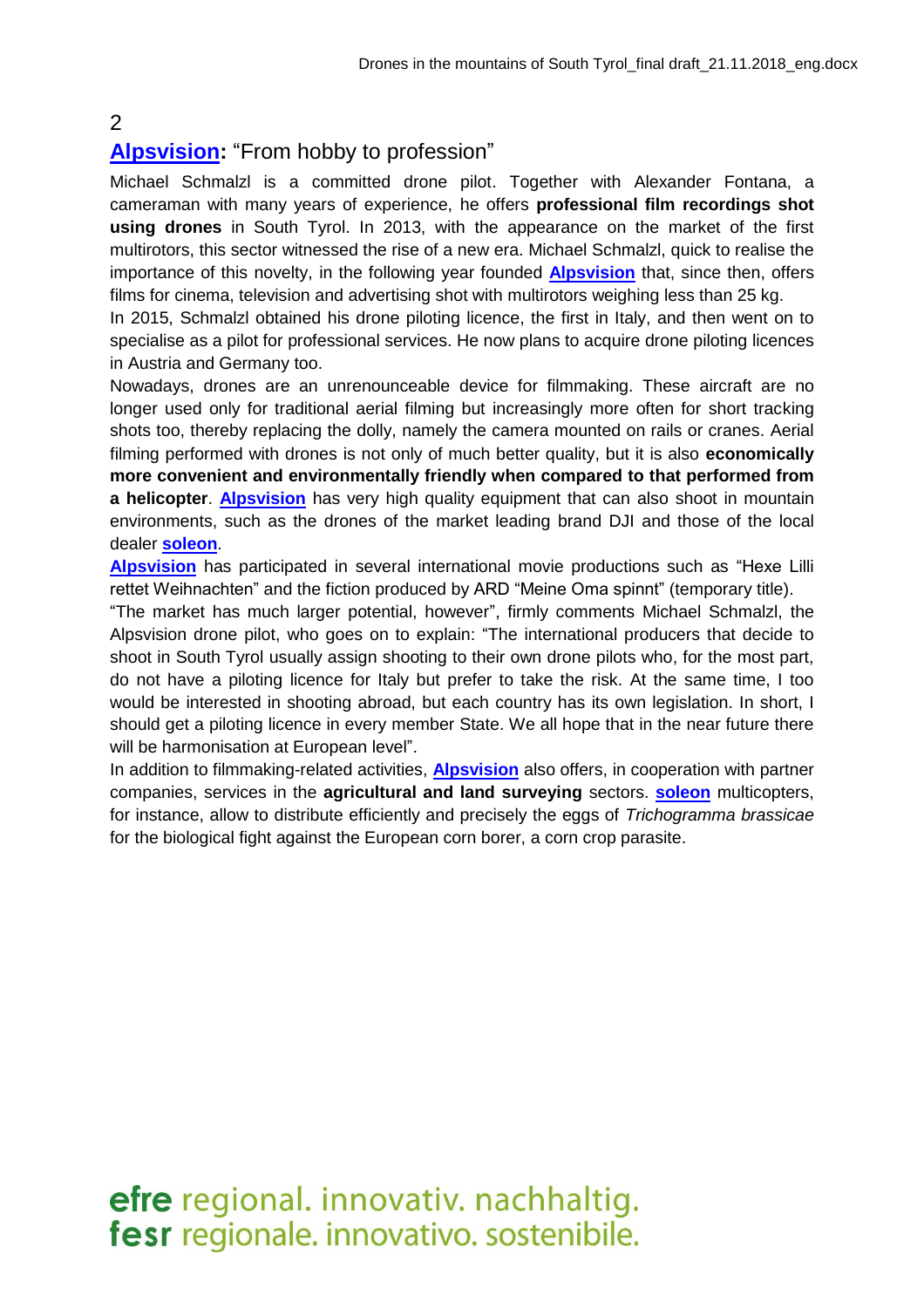2

## **Alpsvision:** "From hobby to profession"

Michael Schmalzl is a committed drone pilot. Together with Alexander Fontana, a cameraman with many years of experience, he offers **professional film recordings shot using drones** in South Tyrol. In 2013, with the appearance on the market of the first multirotors, this sector witnessed the rise of a new era. Michael Schmalzl, quick to realise the importance of this novelty, in the following year founded **Alpsvision** that, since then, offers films for cinema, television and advertising shot with multirotors weighing less than 25 kg.

In 2015, Schmalzl obtained his drone piloting licence, the first in Italy, and then went on to specialise as a pilot for professional services. He now plans to acquire drone piloting licences in Austria and Germany too.

Nowadays, drones are an unrenounceable device for filmmaking. These aircraft are no longer used only for traditional aerial filming but increasingly more often for short tracking shots too, thereby replacing the dolly, namely the camera mounted on rails or cranes. Aerial filming performed with drones is not only of much better quality, but it is also **economically more convenient and environmentally friendly when compared to that performed from a helicopter**. **Alpsvision** has very high quality equipment that can also shoot in mountain environments, such as the drones of the market leading brand DJI and those of the local dealer **soleon**.

**Alpsvision** has participated in several international movie productions such as "Hexe Lilli rettet Weihnachten" and the fiction produced by ARD "Meine Oma spinnt" (temporary title).

"The market has much larger potential, however", firmly comments Michael Schmalzl, the Alpsvision drone pilot, who goes on to explain: "The international producers that decide to shoot in South Tyrol usually assign shooting to their own drone pilots who, for the most part, do not have a piloting licence for Italy but prefer to take the risk. At the same time, I too would be interested in shooting abroad, but each country has its own legislation. In short, I should get a piloting licence in every member State. We all hope that in the near future there will be harmonisation at European level".

In addition to filmmaking-related activities, **Alpsvision** also offers, in cooperation with partner companies, services in the **agricultural and land surveying** sectors. **soleon** multicopters, for instance, allow to distribute efficiently and precisely the eggs of *Trichogramma brassicae* for the biological fight against the European corn borer, a corn crop parasite.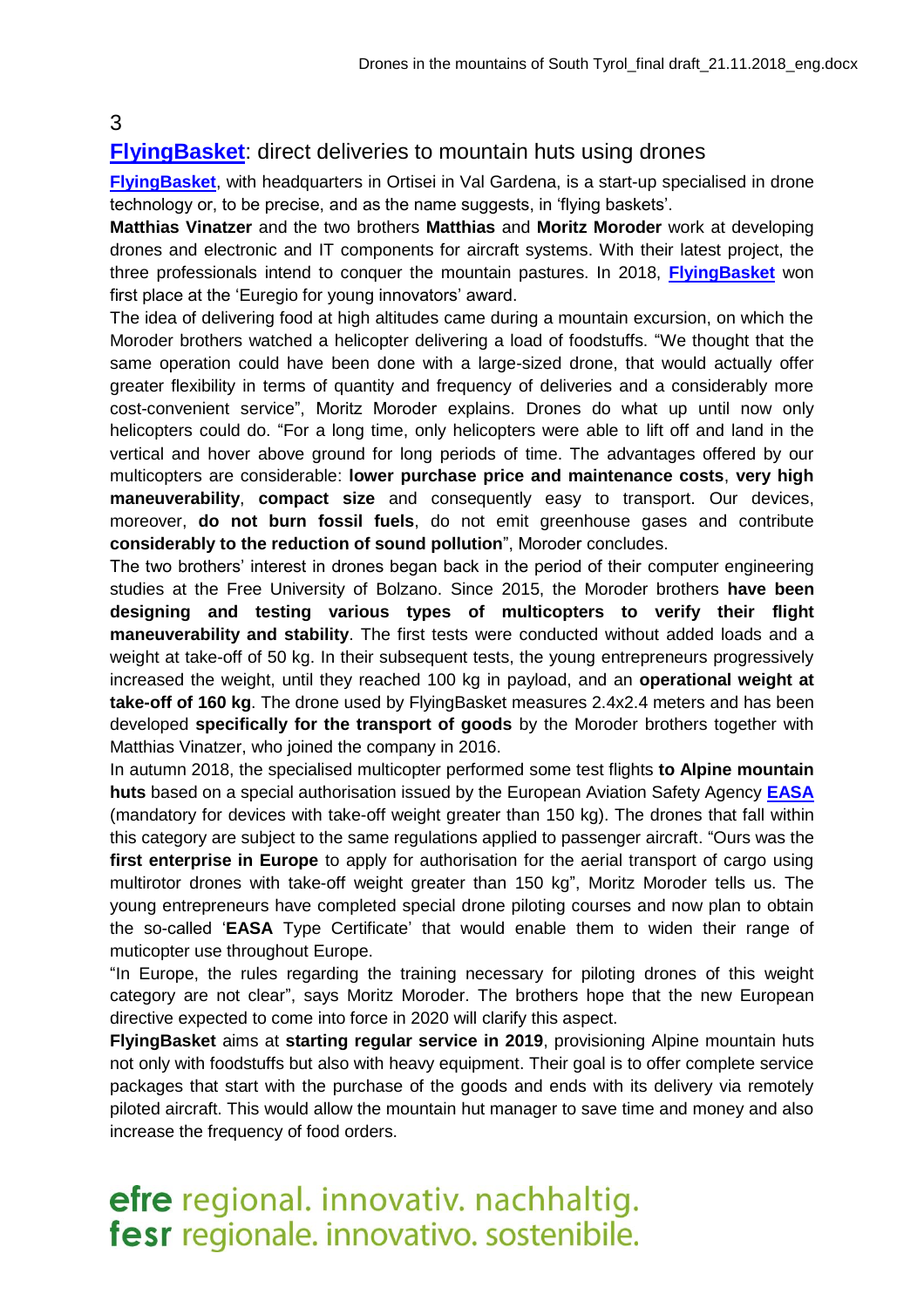3

## FlyingBasket: direct deliveries to mountain huts using drones

**FlyingBasket**, with headquarters in Ortisei in Val Gardena, is a start-up specialised in drone technology or, to be precise, and as the name suggests, in 'flying baskets'.

**Matthias Vinatzer** and the two brothers **Matthias** and **Moritz Moroder** work at developing drones and electronic and IT components for aircraft systems. With their latest project, the three professionals intend to conquer the mountain pastures. In 2018, **FlyingBasket** won first place at the 'Euregio for young innovators' award.

The idea of delivering food at high altitudes came during a mountain excursion, on which the Moroder brothers watched a helicopter delivering a load of foodstuffs. "We thought that the same operation could have been done with a large-sized drone, that would actually offer greater flexibility in terms of quantity and frequency of deliveries and a considerably more cost-convenient service", Moritz Moroder explains. Drones do what up until now only helicopters could do. "For a long time, only helicopters were able to lift off and land in the vertical and hover above ground for long periods of time. The advantages offered by our multicopters are considerable: **lower purchase price and maintenance costs**, **very high maneuverability**, **compact size** and consequently easy to transport. Our devices, moreover, **do not burn fossil fuels**, do not emit greenhouse gases and contribute **considerably to the reduction of sound pollution**", Moroder concludes.

The two brothers' interest in drones began back in the period of their computer engineering studies at the Free University of Bolzano. Since 2015, the Moroder brothers **have been designing and testing various types of multicopters to verify their flight maneuverability and stability**. The first tests were conducted without added loads and a weight at take-off of 50 kg. In their subsequent tests, the young entrepreneurs progressively increased the weight, until they reached 100 kg in payload, and an **operational weight at take-off of 160 kg**. The drone used by FlyingBasket measures 2.4x2.4 meters and has been developed **specifically for the transport of goods** by the Moroder brothers together with Matthias Vinatzer, who joined the company in 2016.

In autumn 2018, the specialised multicopter performed some test flights **to Alpine mountain huts** based on a special authorisation issued by the European Aviation Safety Agency **EASA** (mandatory for devices with take-off weight greater than 150 kg). The drones that fall within this category are subject to the same regulations applied to passenger aircraft. "Ours was the **first enterprise in Europe** to apply for authorisation for the aerial transport of cargo using multirotor drones with take-off weight greater than 150 kg", Moritz Moroder tells us. The young entrepreneurs have completed special drone piloting courses and now plan to obtain the so-called '**EASA** Type Certificate' that would enable them to widen their range of muticopter use throughout Europe.

"In Europe, the rules regarding the training necessary for piloting drones of this weight category are not clear", says Moritz Moroder. The brothers hope that the new European directive expected to come into force in 2020 will clarify this aspect.

**FlyingBasket** aims at **starting regular service in 2019**, provisioning Alpine mountain huts not only with foodstuffs but also with heavy equipment. Their goal is to offer complete service packages that start with the purchase of the goods and ends with its delivery via remotely piloted aircraft. This would allow the mountain hut manager to save time and money and also increase the frequency of food orders.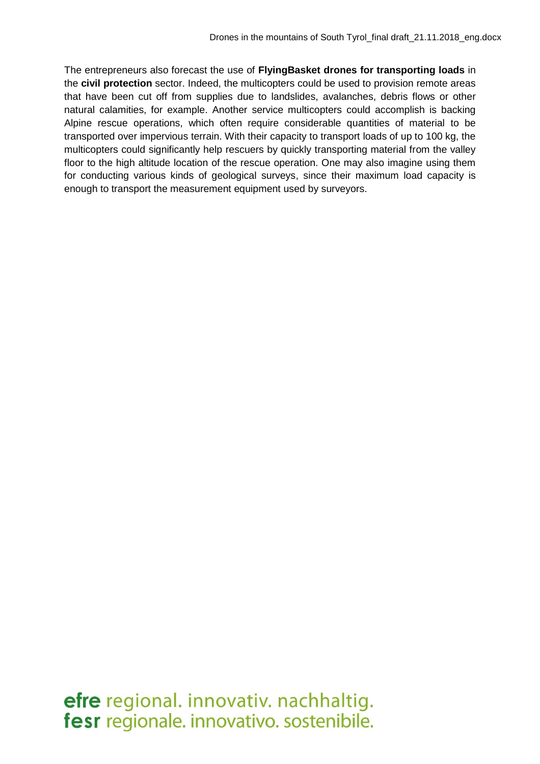The entrepreneurs also forecast the use of **FlyingBasket drones for transporting loads** in the **civil protection** sector. Indeed, the multicopters could be used to provision remote areas that have been cut off from supplies due to landslides, avalanches, debris flows or other natural calamities, for example. Another service multicopters could accomplish is backing Alpine rescue operations, which often require considerable quantities of material to be transported over impervious terrain. With their capacity to transport loads of up to 100 kg, the multicopters could significantly help rescuers by quickly transporting material from the valley floor to the high altitude location of the rescue operation. One may also imagine using them for conducting various kinds of geological surveys, since their maximum load capacity is enough to transport the measurement equipment used by surveyors.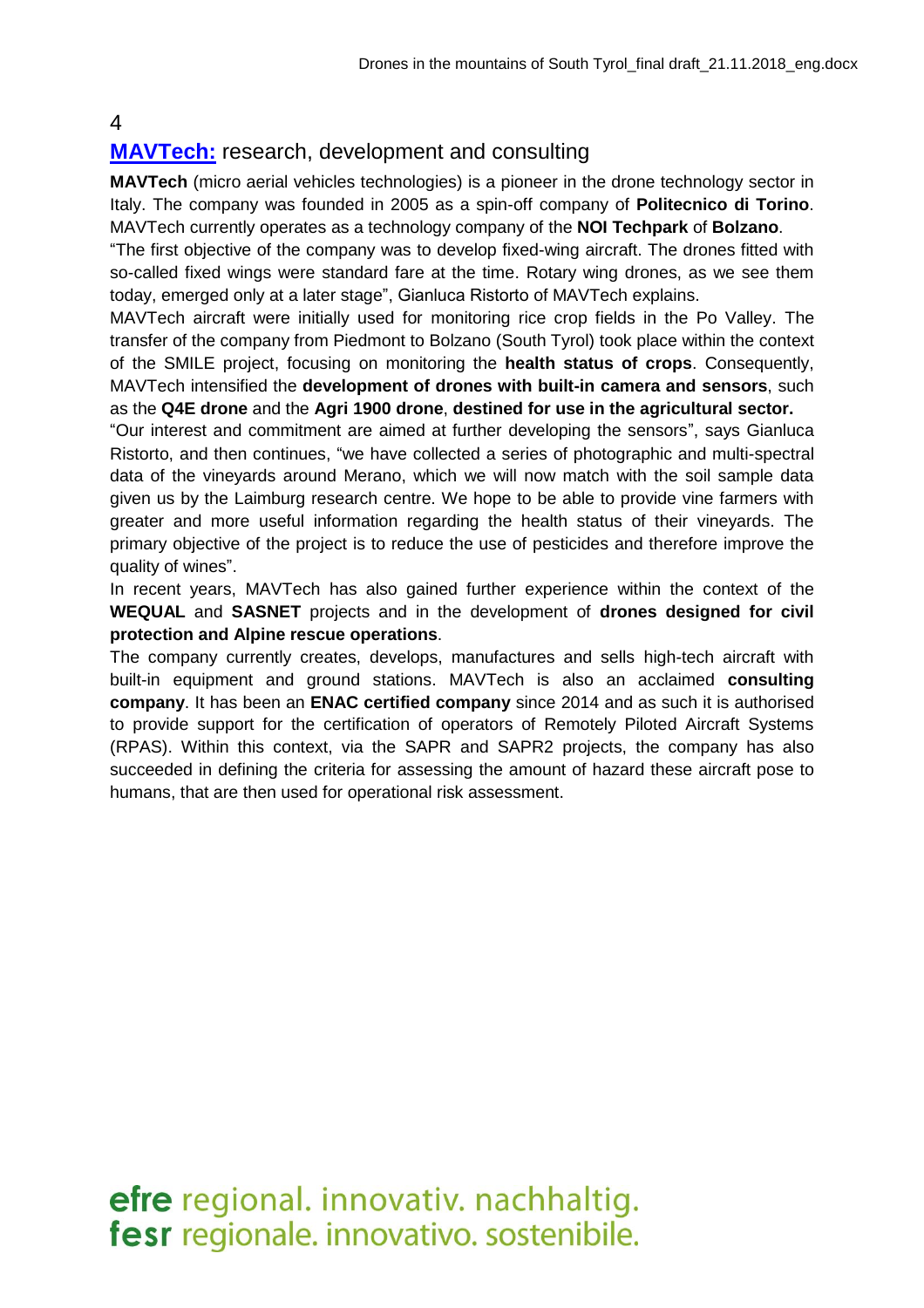4

## MAVTech: research, development and consulting

**MAVTech** (micro aerial vehicles technologies) is a pioneer in the drone technology sector in Italy. The company was founded in 2005 as a spin-off company of **Politecnico di Torino**. MAVTech currently operates as a technology company of the **NOI Techpark** of **Bolzano**.

"The first objective of the company was to develop fixed-wing aircraft. The drones fitted with so-called fixed wings were standard fare at the time. Rotary wing drones, as we see them today, emerged only at a later stage", Gianluca Ristorto of MAVTech explains.

MAVTech aircraft were initially used for monitoring rice crop fields in the Po Valley. The transfer of the company from Piedmont to Bolzano (South Tyrol) took place within the context of the SMILE project, focusing on monitoring the **health status of crops**. Consequently, MAVTech intensified the **development of drones with built-in camera and sensors**, such as the **Q4E drone** and the **Agri 1900 drone**, **destined for use in the agricultural sector.**

"Our interest and commitment are aimed at further developing the sensors", says Gianluca Ristorto, and then continues, "we have collected a series of photographic and multi-spectral data of the vineyards around Merano, which we will now match with the soil sample data given us by the Laimburg research centre. We hope to be able to provide vine farmers with greater and more useful information regarding the health status of their vineyards. The primary objective of the project is to reduce the use of pesticides and therefore improve the quality of wines".

In recent years, MAVTech has also gained further experience within the context of the **WEQUAL** and **SASNET** projects and in the development of **drones designed for civil protection and Alpine rescue operations**.

The company currently creates, develops, manufactures and sells high-tech aircraft with built-in equipment and ground stations. MAVTech is also an acclaimed **consulting company**. It has been an **ENAC certified company** since 2014 and as such it is authorised to provide support for the certification of operators of Remotely Piloted Aircraft Systems (RPAS). Within this context, via the SAPR and SAPR2 projects, the company has also succeeded in defining the criteria for assessing the amount of hazard these aircraft pose to humans, that are then used for operational risk assessment.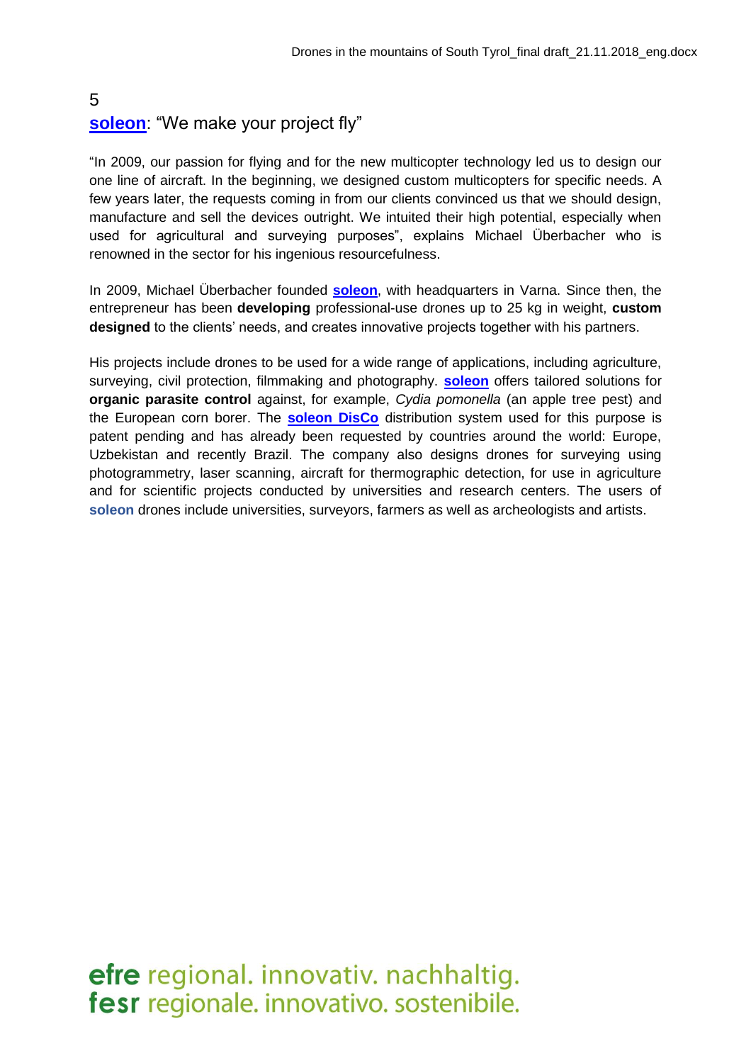## 5 **soleon**: "We make your project fly"

"In 2009, our passion for flying and for the new multicopter technology led us to design our one line of aircraft. In the beginning, we designed custom multicopters for specific needs. A few years later, the requests coming in from our clients convinced us that we should design, manufacture and sell the devices outright. We intuited their high potential, especially when used for agricultural and surveying purposes", explains Michael Überbacher who is renowned in the sector for his ingenious resourcefulness.

In 2009, Michael Überbacher founded **soleon**, with headquarters in Varna. Since then, the entrepreneur has been **developing** professional-use drones up to 25 kg in weight, **custom designed** to the clients' needs, and creates innovative projects together with his partners.

His projects include drones to be used for a wide range of applications, including agriculture, surveying, civil protection, filmmaking and photography. **soleon** offers tailored solutions for **organic parasite control** against, for example, *Cydia pomonella* (an apple tree pest) and the European corn borer. The **soleon DisCo** distribution system used for this purpose is patent pending and has already been requested by countries around the world: Europe, Uzbekistan and recently Brazil. The company also designs drones for surveying using photogrammetry, laser scanning, aircraft for thermographic detection, for use in agriculture and for scientific projects conducted by universities and research centers. The users of **soleon** drones include universities, surveyors, farmers as well as archeologists and artists.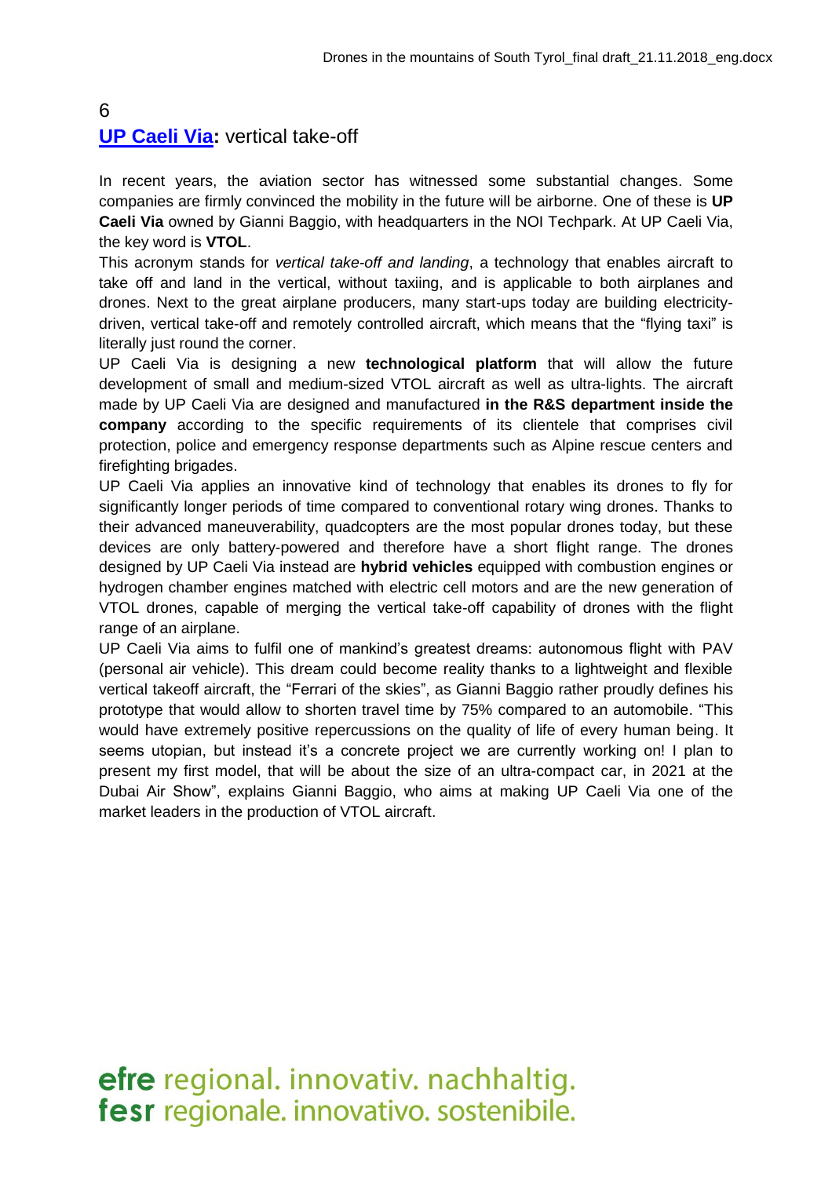## 6

## UP Caeli Via: vertical take-off

In recent years, the aviation sector has witnessed some substantial changes. Some companies are firmly convinced the mobility in the future will be airborne. One of these is **UP Caeli Via** owned by Gianni Baggio, with headquarters in the NOI Techpark. At UP Caeli Via, the key word is **VTOL**.

This acronym stands for *vertical take-off and landing*, a technology that enables aircraft to take off and land in the vertical, without taxiing, and is applicable to both airplanes and drones. Next to the great airplane producers, many start-ups today are building electricity-driven, vertical take-off and remotely controlled aircraft, which means that the "flying taxi" is literally just round the corner.

UP Caeli Via is designing a new **technological platform** that will allow the future development of small and medium-sized VTOL aircraft as well as ultra-lights. The aircraft made by UP Caeli Via are designed and manufactured **in the R&S department inside the company** according to the specific requirements of its clientele that comprises civil protection, police and emergency response departments such as Alpine rescue centers and firefighting brigades.

UP Caeli Via applies an innovative kind of technology that enables its drones to fly for significantly longer periods of time compared to conventional rotary wing drones. Thanks to their advanced maneuverability, quadcopters are the most popular drones today, but these devices are only battery-powered and therefore have a short flight range. The drones designed by UP Caeli Via instead are **hybrid vehicles** equipped with combustion engines or hydrogen chamber engines matched with electric cell motors and are the new generation of VTOL drones, capable of merging the vertical take-off capability of drones with the flight range of an airplane.

UP Caeli Via aims to fulfil one of mankind's greatest dreams: autonomous flight with PAV (personal air vehicle). This dream could become reality thanks to a lightweight and flexible vertical takeoff aircraft, the "Ferrari of the skies", as Gianni Baggio rather proudly defines his prototype that would allow to shorten travel time by 75% compared to an automobile. "This would have extremely positive repercussions on the quality of life of every human being. It seems utopian, but instead it's a concrete project we are currently working on! I plan to present my first model, that will be about the size of an ultra-compact car, in 2021 at the Dubai Air Show", explains Gianni Baggio, who aims at making UP Caeli Via one of the market leaders in the production of VTOL aircraft.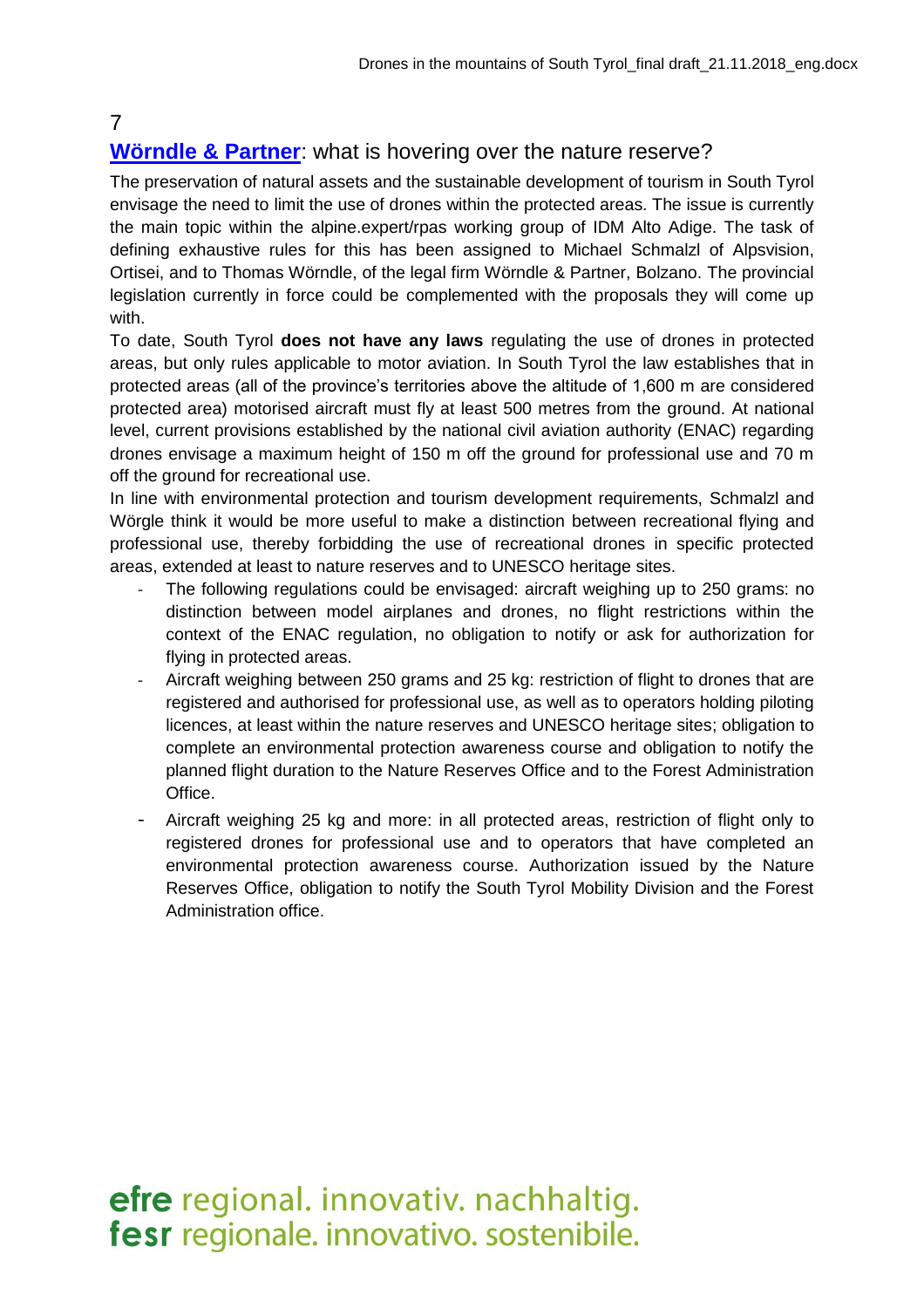7

## Wörndle & Partner: what is hovering over the nature reserve?

The preservation of natural assets and the sustainable development of tourism in South Tyrol envisage the need to limit the use of drones within the protected areas. The issue is currently the main topic within the alpine.expert/rpas working group of IDM Alto Adige. The task of defining exhaustive rules for this has been assigned to Michael Schmalzl of Alpsvision, Ortisei, and to Thomas Wörndle, of the legal firm Wörndle & Partner, Bolzano. The provincial legislation currently in force could be complemented with the proposals they will come up with.

To date, South Tyrol **does not have any laws** regulating the use of drones in protected areas, but only rules applicable to motor aviation. In South Tyrol the law establishes that in protected areas (all of the province's territories above the altitude of 1,600 m are considered protected area) motorised aircraft must fly at least 500 metres from the ground. At national level, current provisions established by the national civil aviation authority (ENAC) regarding drones envisage a maximum height of 150 m off the ground for professional use and 70 m off the ground for recreational use.

In line with environmental protection and tourism development requirements, Schmalzl and Wörgle think it would be more useful to make a distinction between recreational flying and professional use, thereby forbidding the use of recreational drones in specific protected areas, extended at least to nature reserves and to UNESCO heritage sites.

- The following regulations could be envisaged: aircraft weighing up to 250 grams: no distinction between model airplanes and drones, no flight restrictions within the context of the ENAC regulation, no obligation to notify or ask for authorization for flying in protected areas.
- Aircraft weighing between 250 grams and 25 kg: restriction of flight to drones that are registered and authorised for professional use, as well as to operators holding piloting licences, at least within the nature reserves and UNESCO heritage sites; obligation to complete an environmental protection awareness course and obligation to notify the planned flight duration to the Nature Reserves Office and to the Forest Administration Office.
- Aircraft weighing 25 kg and more: in all protected areas, restriction of flight only to registered drones for professional use and to operators that have completed an environmental protection awareness course. Authorization issued by the Nature Reserves Office, obligation to notify the South Tyrol Mobility Division and the Forest Administration office.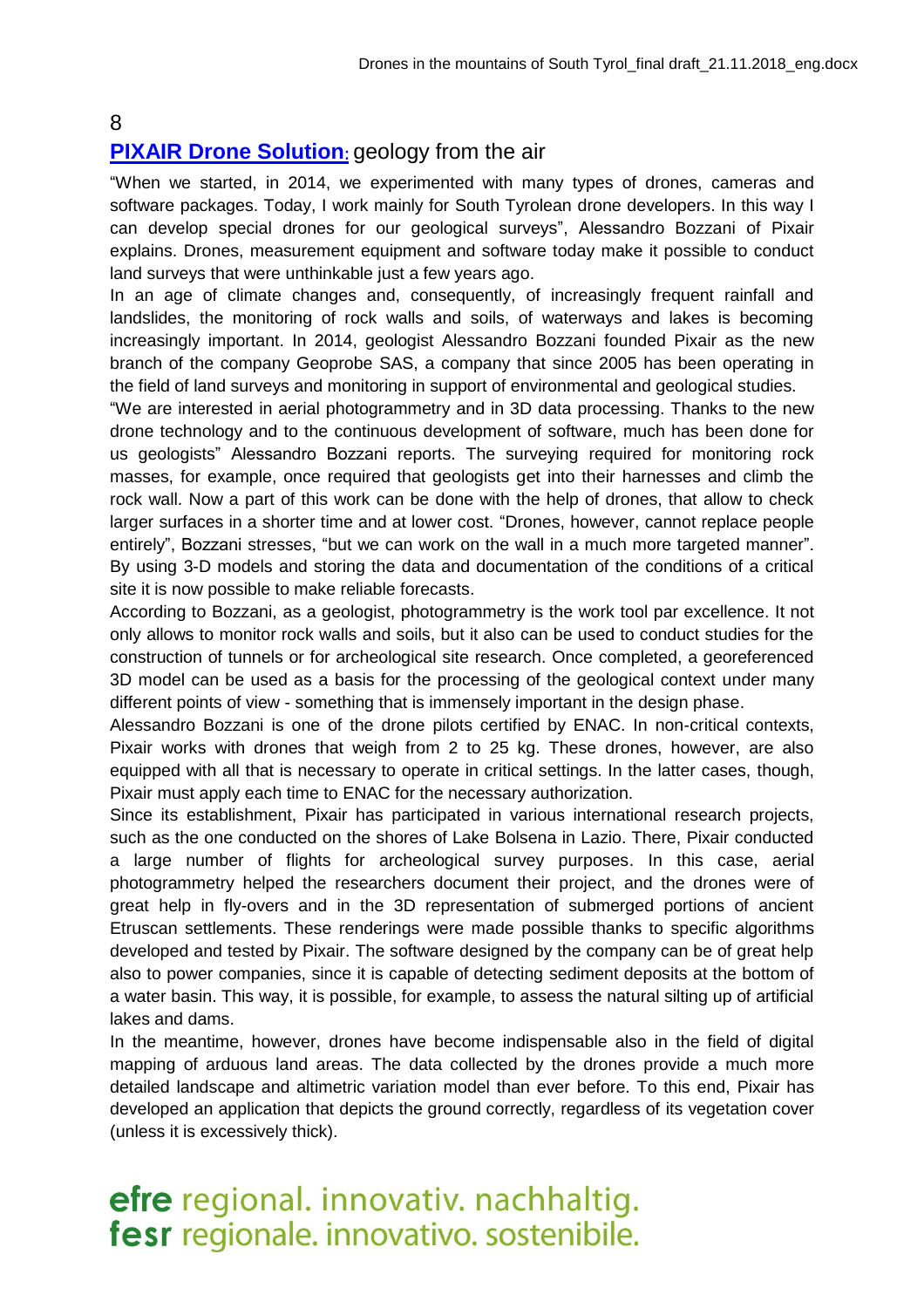8

## **PIXAIR Drone Solution**: geology from the air

"When we started, in 2014, we experimented with many types of drones, cameras and software packages. Today, I work mainly for South Tyrolean drone developers. In this way I can develop special drones for our geological surveys", Alessandro Bozzani of Pixair explains. Drones, measurement equipment and software today make it possible to conduct land surveys that were unthinkable just a few years ago.

In an age of climate changes and, consequently, of increasingly frequent rainfall and landslides, the monitoring of rock walls and soils, of waterways and lakes is becoming increasingly important. In 2014, geologist Alessandro Bozzani founded Pixair as the new branch of the company Geoprobe SAS, a company that since 2005 has been operating in the field of land surveys and monitoring in support of environmental and geological studies.

"We are interested in aerial photogrammetry and in 3D data processing. Thanks to the new drone technology and to the continuous development of software, much has been done for us geologists" Alessandro Bozzani reports. The surveying required for monitoring rock masses, for example, once required that geologists get into their harnesses and climb the rock wall. Now a part of this work can be done with the help of drones, that allow to check larger surfaces in a shorter time and at lower cost. "Drones, however, cannot replace people entirely", Bozzani stresses, "but we can work on the wall in a much more targeted manner". By using 3-D models and storing the data and documentation of the conditions of a critical site it is now possible to make reliable forecasts.

According to Bozzani, as a geologist, photogrammetry is the work tool par excellence. It not only allows to monitor rock walls and soils, but it also can be used to conduct studies for the construction of tunnels or for archeological site research. Once completed, a georeferenced 3D model can be used as a basis for the processing of the geological context under many different points of view - something that is immensely important in the design phase.

Alessandro Bozzani is one of the drone pilots certified by ENAC. In non-critical contexts, Pixair works with drones that weigh from 2 to 25 kg. These drones, however, are also equipped with all that is necessary to operate in critical settings. In the latter cases, though, Pixair must apply each time to ENAC for the necessary authorization.

Since its establishment, Pixair has participated in various international research projects, such as the one conducted on the shores of Lake Bolsena in Lazio. There, Pixair conducted a large number of flights for archeological survey purposes. In this case, aerial photogrammetry helped the researchers document their project, and the drones were of great help in fly-overs and in the 3D representation of submerged portions of ancient Etruscan settlements. These renderings were made possible thanks to specific algorithms developed and tested by Pixair. The software designed by the company can be of great help also to power companies, since it is capable of detecting sediment deposits at the bottom of a water basin. This way, it is possible, for example, to assess the natural silting up of artificial lakes and dams.

In the meantime, however, drones have become indispensable also in the field of digital mapping of arduous land areas. The data collected by the drones provide a much more detailed landscape and altimetric variation model than ever before. To this end, Pixair has developed an application that depicts the ground correctly, regardless of its vegetation cover (unless it is excessively thick).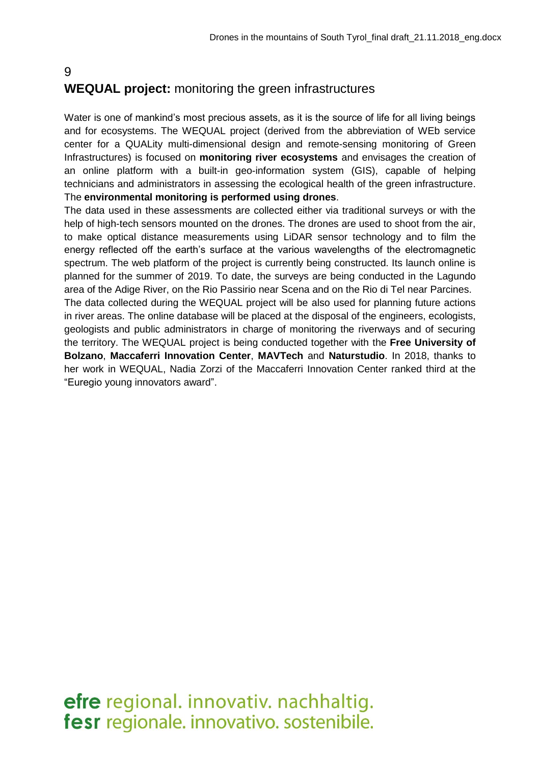## 9

## **WEQUAL project:** monitoring the green infrastructures

Water is one of mankind's most precious assets, as it is the source of life for all living beings and for ecosystems. The WEQUAL project (derived from the abbreviation of WEb service center for a QUALity multi-dimensional design and remote-sensing monitoring of Green Infrastructures) is focused on **monitoring river ecosystems** and envisages the creation of an online platform with a built-in geo-information system (GIS), capable of helping technicians and administrators in assessing the ecological health of the green infrastructure. The **environmental monitoring is performed using drones**.

The data used in these assessments are collected either via traditional surveys or with the help of high-tech sensors mounted on the drones. The drones are used to shoot from the air, to make optical distance measurements using LiDAR sensor technology and to film the energy reflected off the earth's surface at the various wavelengths of the electromagnetic spectrum. The web platform of the project is currently being constructed. Its launch online is planned for the summer of 2019. To date, the surveys are being conducted in the Lagundo area of the Adige River, on the Rio Passirio near Scena and on the Rio di Tel near Parcines.

The data collected during the WEQUAL project will be also used for planning future actions in river areas. The online database will be placed at the disposal of the engineers, ecologists, geologists and public administrators in charge of monitoring the riverways and of securing the territory. The WEQUAL project is being conducted together with the **Free University of Bolzano**, **Maccaferri Innovation Center**, **MAVTech** and **Naturstudio**. In 2018, thanks to her work in WEQUAL, Nadia Zorzi of the Maccaferri Innovation Center ranked third at the "Euregio young innovators award".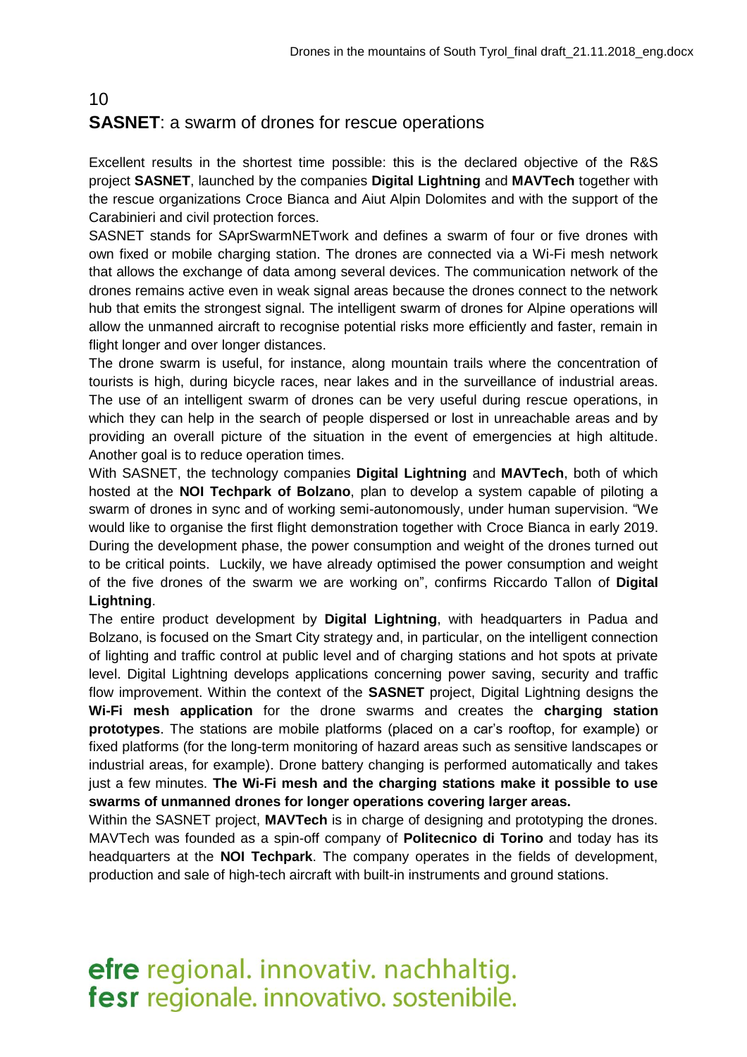## 10
## **SASNET**: a swarm of drones for rescue operations

Excellent results in the shortest time possible: this is the declared objective of the R&S project **SASNET**, launched by the companies **Digital Lightning** and **MAVTech** together with the rescue organizations Croce Bianca and Aiut Alpin Dolomites and with the support of the Carabinieri and civil protection forces.

SASNET stands for SAprSwarmNETwork and defines a swarm of four or five drones with own fixed or mobile charging station. The drones are connected via a Wi-Fi mesh network that allows the exchange of data among several devices. The communication network of the drones remains active even in weak signal areas because the drones connect to the network hub that emits the strongest signal. The intelligent swarm of drones for Alpine operations will allow the unmanned aircraft to recognise potential risks more efficiently and faster, remain in flight longer and over longer distances.

The drone swarm is useful, for instance, along mountain trails where the concentration of tourists is high, during bicycle races, near lakes and in the surveillance of industrial areas. The use of an intelligent swarm of drones can be very useful during rescue operations, in which they can help in the search of people dispersed or lost in unreachable areas and by providing an overall picture of the situation in the event of emergencies at high altitude. Another goal is to reduce operation times.

With SASNET, the technology companies **Digital Lightning** and **MAVTech**, both of which hosted at the **NOI Techpark of Bolzano**, plan to develop a system capable of piloting a swarm of drones in sync and of working semi-autonomously, under human supervision. "We would like to organise the first flight demonstration together with Croce Bianca in early 2019. During the development phase, the power consumption and weight of the drones turned out to be critical points. Luckily, we have already optimised the power consumption and weight of the five drones of the swarm we are working on", confirms Riccardo Tallon of **Digital Lightning**.

The entire product development by **Digital Lightning**, with headquarters in Padua and Bolzano, is focused on the Smart City strategy and, in particular, on the intelligent connection of lighting and traffic control at public level and of charging stations and hot spots at private level. Digital Lightning develops applications concerning power saving, security and traffic flow improvement. Within the context of the **SASNET** project, Digital Lightning designs the **Wi-Fi mesh application** for the drone swarms and creates the **charging station prototypes**. The stations are mobile platforms (placed on a car's rooftop, for example) or fixed platforms (for the long-term monitoring of hazard areas such as sensitive landscapes or industrial areas, for example). Drone battery changing is performed automatically and takes just a few minutes. **The Wi-Fi mesh and the charging stations make it possible to use swarms of unmanned drones for longer operations covering larger areas.**

Within the SASNET project, **MAVTech** is in charge of designing and prototyping the drones. MAVTech was founded as a spin-off company of **Politecnico di Torino** and today has its headquarters at the **NOI Techpark**. The company operates in the fields of development, production and sale of high-tech aircraft with built-in instruments and ground stations.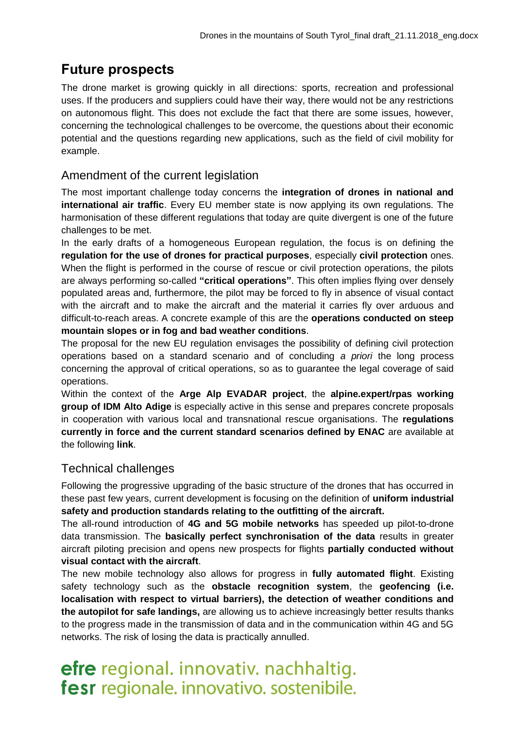# Future prospects

The drone market is growing quickly in all directions: sports, recreation and professional uses. If the producers and suppliers could have their way, there would not be any restrictions on autonomous flight. This does not exclude the fact that there are some issues, however, concerning the technological challenges to be overcome, the questions about their economic potential and the questions regarding new applications, such as the field of civil mobility for example.

## Amendment of the current legislation

The most important challenge today concerns the **integration of drones in national and international air traffic**. Every EU member state is now applying its own regulations. The harmonisation of these different regulations that today are quite divergent is one of the future challenges to be met.

In the early drafts of a homogeneous European regulation, the focus is on defining the **regulation for the use of drones for practical purposes**, especially **civil protection** ones. When the flight is performed in the course of rescue or civil protection operations, the pilots are always performing so-called **"critical operations"**. This often implies flying over densely populated areas and, furthermore, the pilot may be forced to fly in absence of visual contact with the aircraft and to make the aircraft and the material it carries fly over arduous and difficult-to-reach areas. A concrete example of this are the **operations conducted on steep mountain slopes or in fog and bad weather conditions**.

The proposal for the new EU regulation envisages the possibility of defining civil protection operations based on a standard scenario and of concluding *a priori* the long process concerning the approval of critical operations, so as to guarantee the legal coverage of said operations.

Within the context of the **Arge Alp EVADAR project**, the **alpine.expert/rpas working group of IDM Alto Adige** is especially active in this sense and prepares concrete proposals in cooperation with various local and transnational rescue organisations. The **regulations currently in force and the current standard scenarios defined by ENAC** are available at the following **link**.

## Technical challenges

Following the progressive upgrading of the basic structure of the drones that has occurred in these past few years, current development is focusing on the definition of **uniform industrial safety and production standards relating to the outfitting of the aircraft.**

The all-round introduction of **4G and 5G mobile networks** has speeded up pilot-to-drone data transmission. The **basically perfect synchronisation of the data** results in greater aircraft piloting precision and opens new prospects for flights **partially conducted without visual contact with the aircraft**.

The new mobile technology also allows for progress in **fully automated flight**. Existing safety technology such as the **obstacle recognition system**, the **geofencing (i.e. localisation with respect to virtual barriers), the detection of weather conditions and the autopilot for safe landings,** are allowing us to achieve increasingly better results thanks to the progress made in the transmission of data and in the communication within 4G and 5G networks. The risk of losing the data is practically annulled.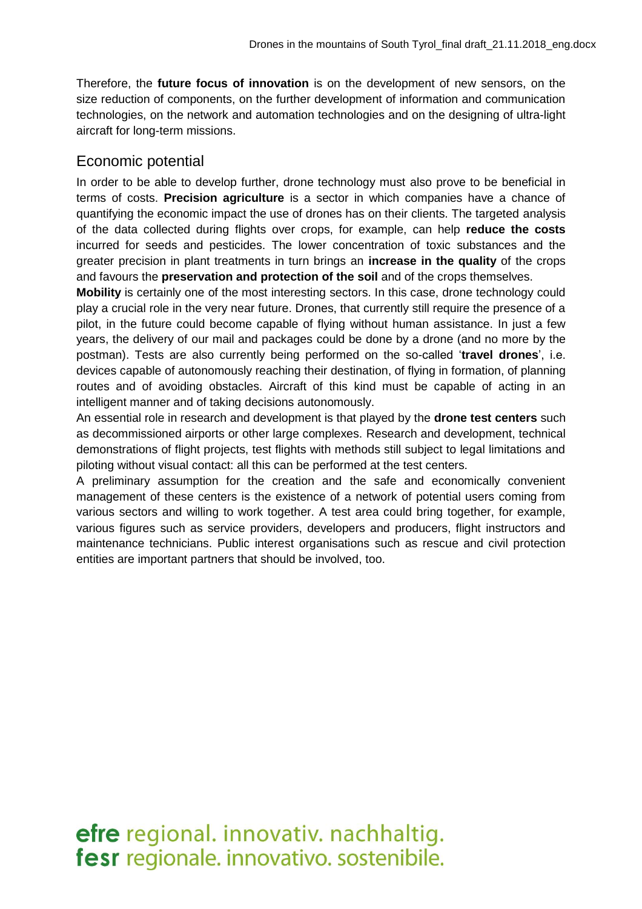Therefore, the **future focus of innovation** is on the development of new sensors, on the size reduction of components, on the further development of information and communication technologies, on the network and automation technologies and on the designing of ultra-light aircraft for long-term missions.

## Economic potential

In order to be able to develop further, drone technology must also prove to be beneficial in terms of costs. **Precision agriculture** is a sector in which companies have a chance of quantifying the economic impact the use of drones has on their clients. The targeted analysis of the data collected during flights over crops, for example, can help **reduce the costs** incurred for seeds and pesticides. The lower concentration of toxic substances and the greater precision in plant treatments in turn brings an **increase in the quality** of the crops and favours the **preservation and protection of the soil** and of the crops themselves.

**Mobility** is certainly one of the most interesting sectors. In this case, drone technology could play a crucial role in the very near future. Drones, that currently still require the presence of a pilot, in the future could become capable of flying without human assistance. In just a few years, the delivery of our mail and packages could be done by a drone (and no more by the postman). Tests are also currently being performed on the so-called '**travel drones**', i.e. devices capable of autonomously reaching their destination, of flying in formation, of planning routes and of avoiding obstacles. Aircraft of this kind must be capable of acting in an intelligent manner and of taking decisions autonomously.

An essential role in research and development is that played by the **drone test centers** such as decommissioned airports or other large complexes. Research and development, technical demonstrations of flight projects, test flights with methods still subject to legal limitations and piloting without visual contact: all this can be performed at the test centers.

A preliminary assumption for the creation and the safe and economically convenient management of these centers is the existence of a network of potential users coming from various sectors and willing to work together. A test area could bring together, for example, various figures such as service providers, developers and producers, flight instructors and maintenance technicians. Public interest organisations such as rescue and civil protection entities are important partners that should be involved, too.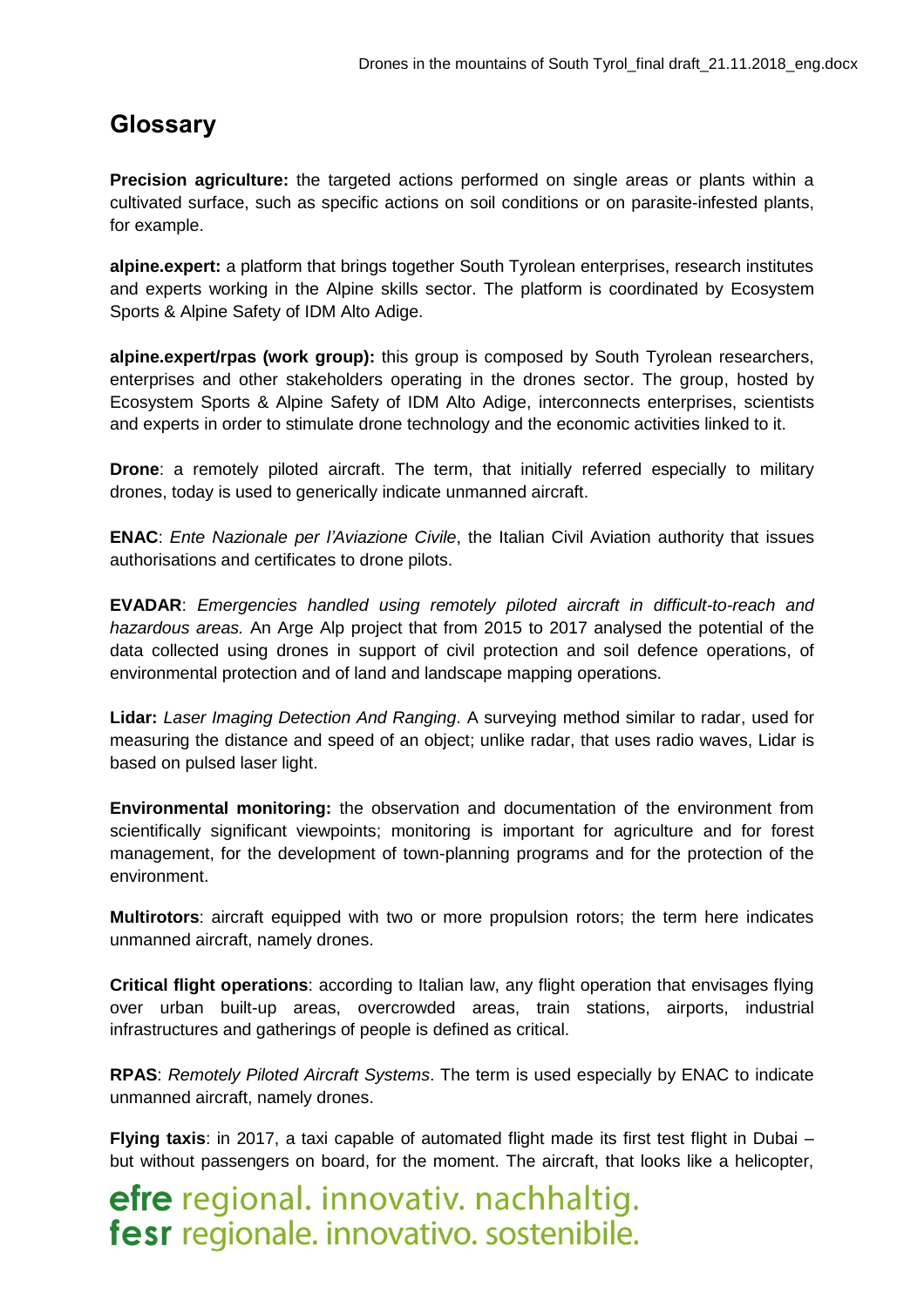## Glossary

**Precision agriculture:** the targeted actions performed on single areas or plants within a cultivated surface, such as specific actions on soil conditions or on parasite-infested plants, for example.

**alpine.expert:** a platform that brings together South Tyrolean enterprises, research institutes and experts working in the Alpine skills sector. The platform is coordinated by Ecosystem Sports & Alpine Safety of IDM Alto Adige.

**alpine.expert/rpas (work group):** this group is composed by South Tyrolean researchers, enterprises and other stakeholders operating in the drones sector. The group, hosted by Ecosystem Sports & Alpine Safety of IDM Alto Adige, interconnects enterprises, scientists and experts in order to stimulate drone technology and the economic activities linked to it.

**Drone**: a remotely piloted aircraft. The term, that initially referred especially to military drones, today is used to generically indicate unmanned aircraft.

**ENAC**: *Ente Nazionale per l'Aviazione Civile*, the Italian Civil Aviation authority that issues authorisations and certificates to drone pilots.

**EVADAR**: *Emergencies handled using remotely piloted aircraft in difficult-to-reach and hazardous areas.* An Arge Alp project that from 2015 to 2017 analysed the potential of the data collected using drones in support of civil protection and soil defence operations, of environmental protection and of land and landscape mapping operations.

**Lidar:** *Laser Imaging Detection And Ranging*. A surveying method similar to radar, used for measuring the distance and speed of an object; unlike radar, that uses radio waves, Lidar is based on pulsed laser light.

**Environmental monitoring:** the observation and documentation of the environment from scientifically significant viewpoints; monitoring is important for agriculture and for forest management, for the development of town-planning programs and for the protection of the environment.

**Multirotors**: aircraft equipped with two or more propulsion rotors; the term here indicates unmanned aircraft, namely drones.

**Critical flight operations**: according to Italian law, any flight operation that envisages flying over urban built-up areas, overcrowded areas, train stations, airports, industrial infrastructures and gatherings of people is defined as critical.

**RPAS**: *Remotely Piloted Aircraft Systems*. The term is used especially by ENAC to indicate unmanned aircraft, namely drones.

**Flying taxis**: in 2017, a taxi capable of automated flight made its first test flight in Dubai – but without passengers on board, for the moment. The aircraft, that looks like a helicopter,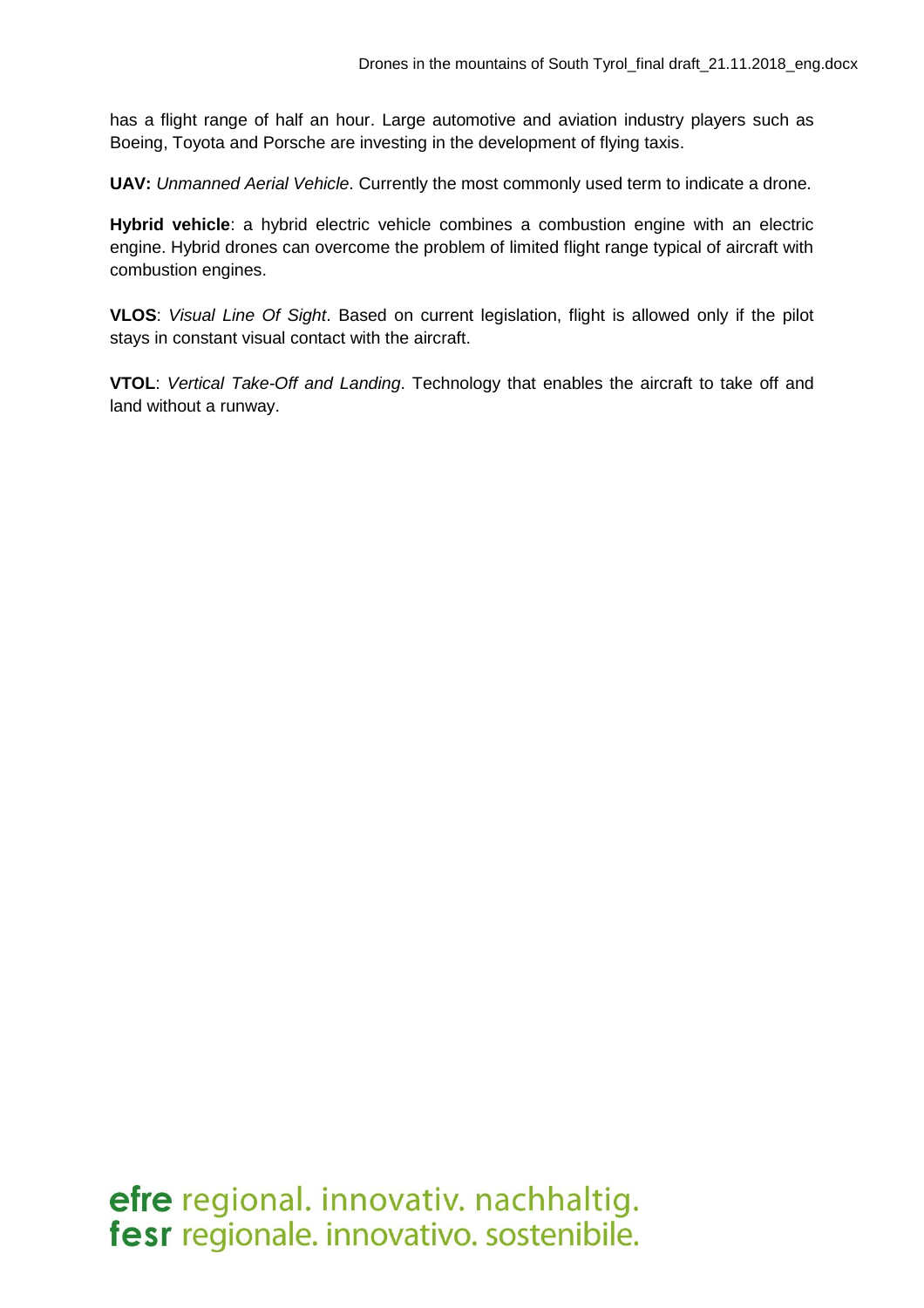has a flight range of half an hour. Large automotive and aviation industry players such as Boeing, Toyota and Porsche are investing in the development of flying taxis.

**UAV:** *Unmanned Aerial Vehicle*. Currently the most commonly used term to indicate a drone.

**Hybrid vehicle**: a hybrid electric vehicle combines a combustion engine with an electric engine. Hybrid drones can overcome the problem of limited flight range typical of aircraft with combustion engines.

**VLOS**: *Visual Line Of Sight*. Based on current legislation, flight is allowed only if the pilot stays in constant visual contact with the aircraft.

**VTOL**: *Vertical Take-Off and Landing*. Technology that enables the aircraft to take off and land without a runway.